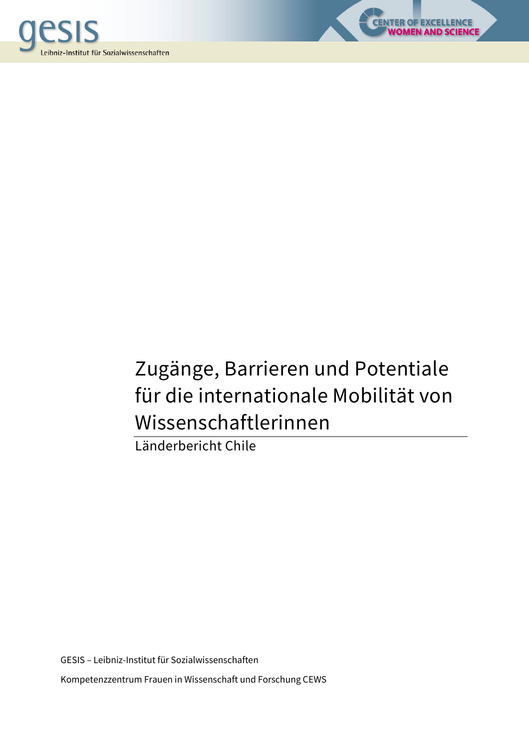# Zugänge, Barrieren und Potentiale für die internationale Mobilität von Wissenschaftlerinnen

Länderbericht Chile

GESIS – Leibniz-Institut für Sozialwissenschaften

Kompetenzzentrum Frauen in Wissenschaft und Forschung CEWS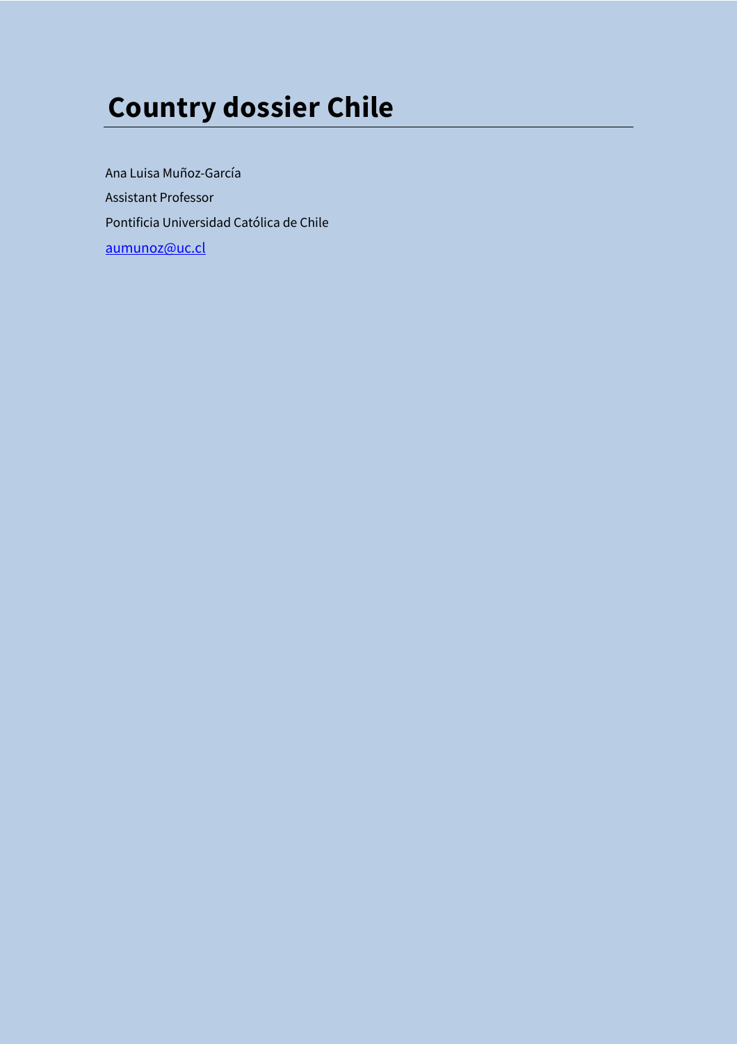# Country dossier Chile

Ana Luisa Muñoz-García

Assistant Professor

Pontificia Universidad Católica de Chile

aumunoz@uc.cl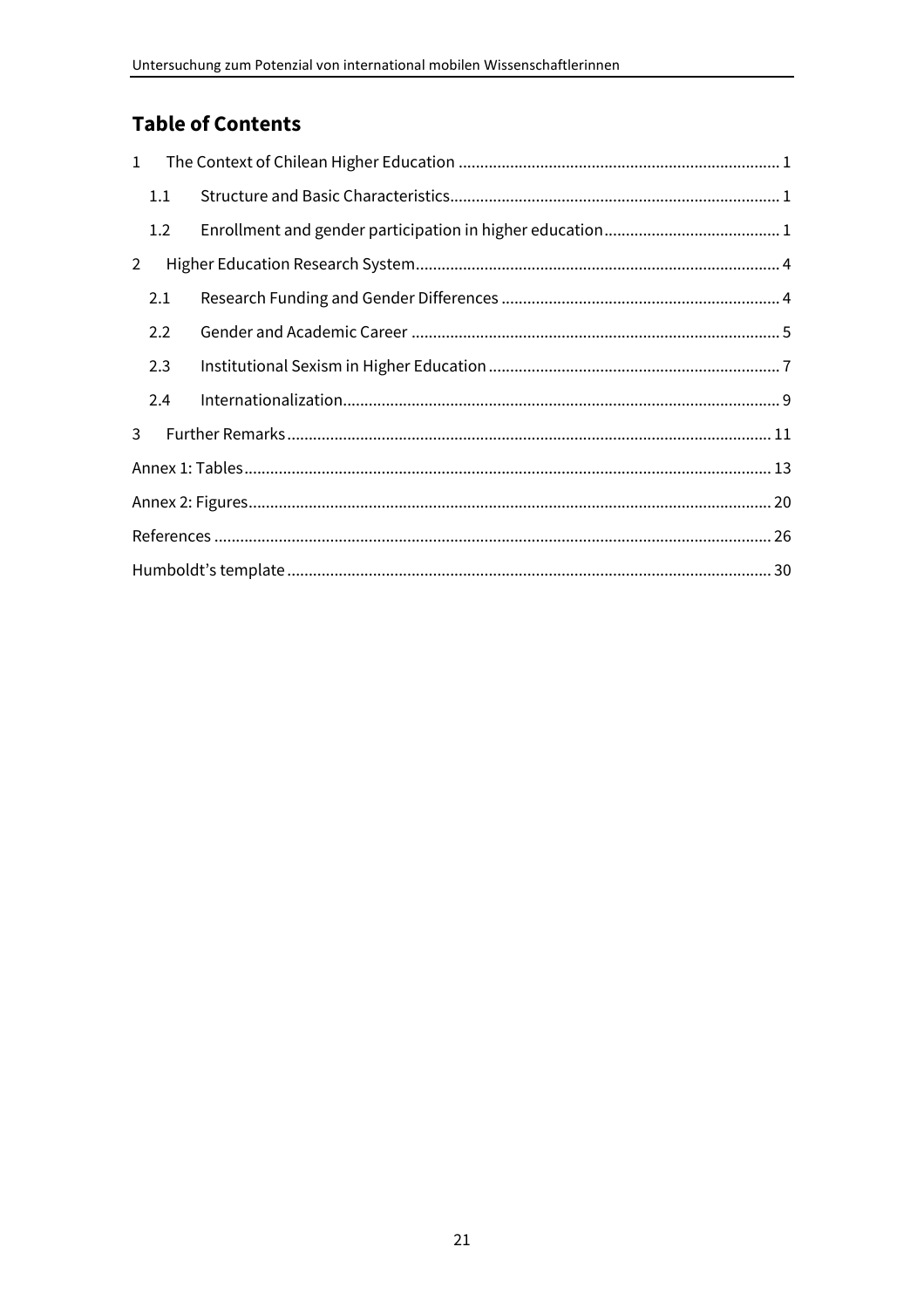## Table of Contents

1 The Context of Chilean Higher Education ........ 1

 1.1 Structure and Basic Characteristics ........ 1

 1.2 Enrollment and gender participation in higher education ........ 1

2 Higher Education Research System ........ 4

 2.1 Research Funding and Gender Differences ........ 4

 2.2 Gender and Academic Career ........ 5

 2.3 Institutional Sexism in Higher Education ........ 7

 2.4 Internationalization ........ 9

3 Further Remarks ........ 11

Annex 1: Tables ........ 13

Annex 2: Figures ........ 20

References ........ 26

Humboldt's template ........ 30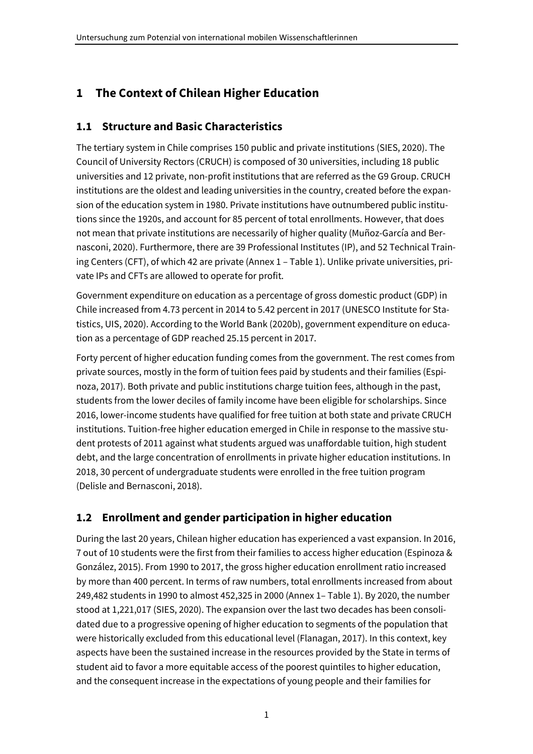# 1 The Context of Chilean Higher Education

## 1.1 Structure and Basic Characteristics

The tertiary system in Chile comprises 150 public and private institutions (SIES, 2020). The Council of University Rectors (CRUCH) is composed of 30 universities, including 18 public universities and 12 private, non-profit institutions that are referred as the G9 Group. CRUCH institutions are the oldest and leading universities in the country, created before the expansion of the education system in 1980. Private institutions have outnumbered public institutions since the 1920s, and account for 85 percent of total enrollments. However, that does not mean that private institutions are necessarily of higher quality (Muñoz-García and Bernasconi, 2020). Furthermore, there are 39 Professional Institutes (IP), and 52 Technical Training Centers (CFT), of which 42 are private (Annex 1 – Table 1). Unlike private universities, private IPs and CFTs are allowed to operate for profit.

Government expenditure on education as a percentage of gross domestic product (GDP) in Chile increased from 4.73 percent in 2014 to 5.42 percent in 2017 (UNESCO Institute for Statistics, UIS, 2020). According to the World Bank (2020b), government expenditure on education as a percentage of GDP reached 25.15 percent in 2017.

Forty percent of higher education funding comes from the government. The rest comes from private sources, mostly in the form of tuition fees paid by students and their families (Espinoza, 2017). Both private and public institutions charge tuition fees, although in the past, students from the lower deciles of family income have been eligible for scholarships. Since 2016, lower-income students have qualified for free tuition at both state and private CRUCH institutions. Tuition-free higher education emerged in Chile in response to the massive student protests of 2011 against what students argued was unaffordable tuition, high student debt, and the large concentration of enrollments in private higher education institutions. In 2018, 30 percent of undergraduate students were enrolled in the free tuition program (Delisle and Bernasconi, 2018).

## 1.2 Enrollment and gender participation in higher education

During the last 20 years, Chilean higher education has experienced a vast expansion. In 2016, 7 out of 10 students were the first from their families to access higher education (Espinoza & González, 2015). From 1990 to 2017, the gross higher education enrollment ratio increased by more than 400 percent. In terms of raw numbers, total enrollments increased from about 249,482 students in 1990 to almost 452,325 in 2000 (Annex 1– Table 1). By 2020, the number stood at 1,221,017 (SIES, 2020). The expansion over the last two decades has been consolidated due to a progressive opening of higher education to segments of the population that were historically excluded from this educational level (Flanagan, 2017). In this context, key aspects have been the sustained increase in the resources provided by the State in terms of student aid to favor a more equitable access of the poorest quintiles to higher education, and the consequent increase in the expectations of young people and their families for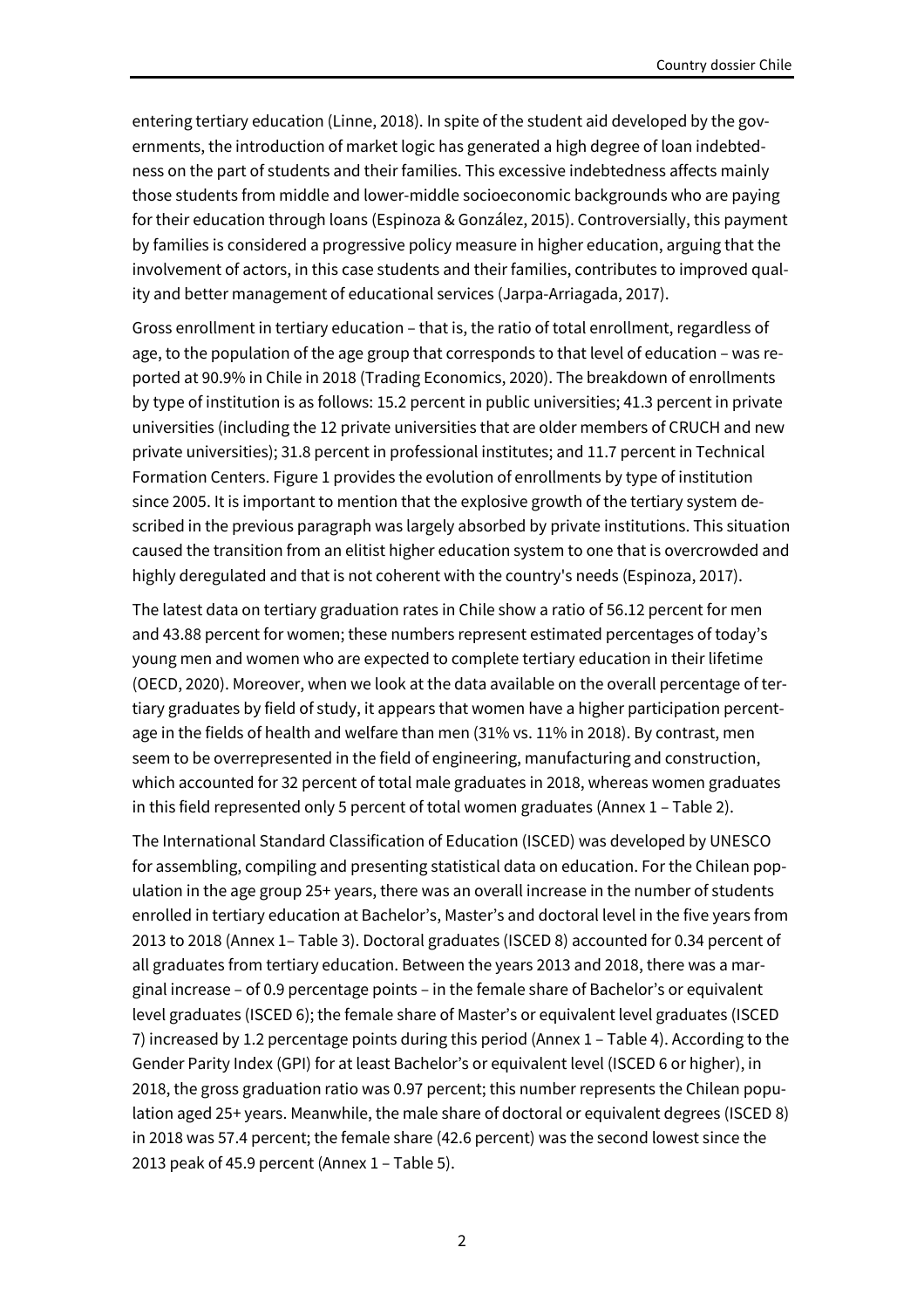entering tertiary education (Linne, 2018). In spite of the student aid developed by the governments, the introduction of market logic has generated a high degree of loan indebtedness on the part of students and their families. This excessive indebtedness affects mainly those students from middle and lower-middle socioeconomic backgrounds who are paying for their education through loans (Espinoza & González, 2015). Controversially, this payment by families is considered a progressive policy measure in higher education, arguing that the involvement of actors, in this case students and their families, contributes to improved quality and better management of educational services (Jarpa-Arriagada, 2017).

Gross enrollment in tertiary education – that is, the ratio of total enrollment, regardless of age, to the population of the age group that corresponds to that level of education – was reported at 90.9% in Chile in 2018 (Trading Economics, 2020). The breakdown of enrollments by type of institution is as follows: 15.2 percent in public universities; 41.3 percent in private universities (including the 12 private universities that are older members of CRUCH and new private universities); 31.8 percent in professional institutes; and 11.7 percent in Technical Formation Centers. Figure 1 provides the evolution of enrollments by type of institution since 2005. It is important to mention that the explosive growth of the tertiary system described in the previous paragraph was largely absorbed by private institutions. This situation caused the transition from an elitist higher education system to one that is overcrowded and highly deregulated and that is not coherent with the country's needs (Espinoza, 2017).

The latest data on tertiary graduation rates in Chile show a ratio of 56.12 percent for men and 43.88 percent for women; these numbers represent estimated percentages of today's young men and women who are expected to complete tertiary education in their lifetime (OECD, 2020). Moreover, when we look at the data available on the overall percentage of tertiary graduates by field of study, it appears that women have a higher participation percentage in the fields of health and welfare than men (31% vs. 11% in 2018). By contrast, men seem to be overrepresented in the field of engineering, manufacturing and construction, which accounted for 32 percent of total male graduates in 2018, whereas women graduates in this field represented only 5 percent of total women graduates (Annex 1 – Table 2).

The International Standard Classification of Education (ISCED) was developed by UNESCO for assembling, compiling and presenting statistical data on education. For the Chilean population in the age group 25+ years, there was an overall increase in the number of students enrolled in tertiary education at Bachelor's, Master's and doctoral level in the five years from 2013 to 2018 (Annex 1– Table 3). Doctoral graduates (ISCED 8) accounted for 0.34 percent of all graduates from tertiary education. Between the years 2013 and 2018, there was a marginal increase – of 0.9 percentage points – in the female share of Bachelor's or equivalent level graduates (ISCED 6); the female share of Master's or equivalent level graduates (ISCED 7) increased by 1.2 percentage points during this period (Annex 1 – Table 4). According to the Gender Parity Index (GPI) for at least Bachelor's or equivalent level (ISCED 6 or higher), in 2018, the gross graduation ratio was 0.97 percent; this number represents the Chilean population aged 25+ years. Meanwhile, the male share of doctoral or equivalent degrees (ISCED 8) in 2018 was 57.4 percent; the female share (42.6 percent) was the second lowest since the 2013 peak of 45.9 percent (Annex 1 – Table 5).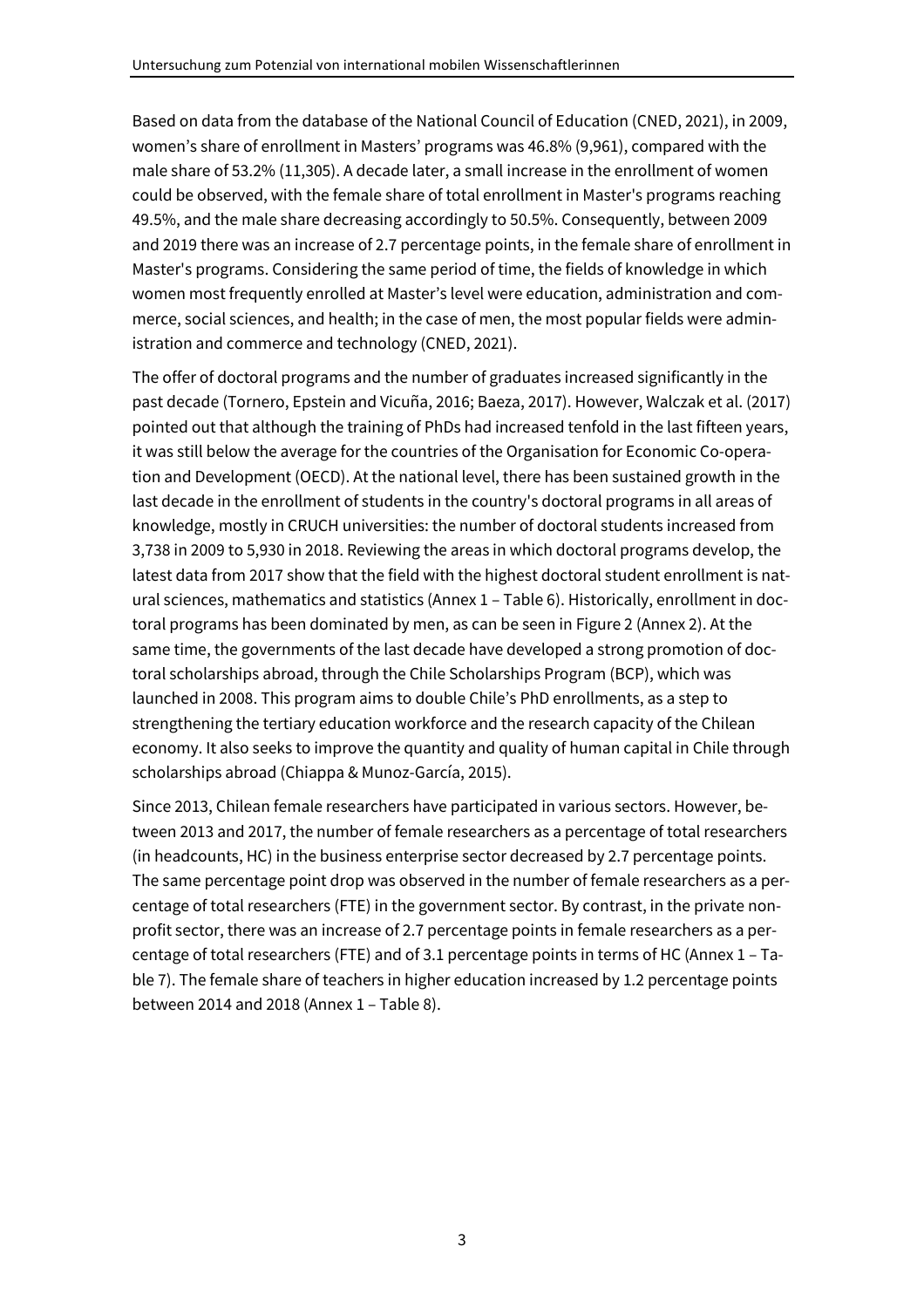Based on data from the database of the National Council of Education (CNED, 2021), in 2009, women's share of enrollment in Masters' programs was 46.8% (9,961), compared with the male share of 53.2% (11,305). A decade later, a small increase in the enrollment of women could be observed, with the female share of total enrollment in Master's programs reaching 49.5%, and the male share decreasing accordingly to 50.5%. Consequently, between 2009 and 2019 there was an increase of 2.7 percentage points, in the female share of enrollment in Master's programs. Considering the same period of time, the fields of knowledge in which women most frequently enrolled at Master's level were education, administration and commerce, social sciences, and health; in the case of men, the most popular fields were administration and commerce and technology (CNED, 2021).

The offer of doctoral programs and the number of graduates increased significantly in the past decade (Tornero, Epstein and Vicuña, 2016; Baeza, 2017). However, Walczak et al. (2017) pointed out that although the training of PhDs had increased tenfold in the last fifteen years, it was still below the average for the countries of the Organisation for Economic Co-operation and Development (OECD). At the national level, there has been sustained growth in the last decade in the enrollment of students in the country's doctoral programs in all areas of knowledge, mostly in CRUCH universities: the number of doctoral students increased from 3,738 in 2009 to 5,930 in 2018. Reviewing the areas in which doctoral programs develop, the latest data from 2017 show that the field with the highest doctoral student enrollment is natural sciences, mathematics and statistics (Annex 1 – Table 6). Historically, enrollment in doctoral programs has been dominated by men, as can be seen in Figure 2 (Annex 2). At the same time, the governments of the last decade have developed a strong promotion of doctoral scholarships abroad, through the Chile Scholarships Program (BCP), which was launched in 2008. This program aims to double Chile's PhD enrollments, as a step to strengthening the tertiary education workforce and the research capacity of the Chilean economy. It also seeks to improve the quantity and quality of human capital in Chile through scholarships abroad (Chiappa & Munoz-García, 2015).

Since 2013, Chilean female researchers have participated in various sectors. However, between 2013 and 2017, the number of female researchers as a percentage of total researchers (in headcounts, HC) in the business enterprise sector decreased by 2.7 percentage points. The same percentage point drop was observed in the number of female researchers as a percentage of total researchers (FTE) in the government sector. By contrast, in the private non-profit sector, there was an increase of 2.7 percentage points in female researchers as a percentage of total researchers (FTE) and of 3.1 percentage points in terms of HC (Annex 1 – Table 7). The female share of teachers in higher education increased by 1.2 percentage points between 2014 and 2018 (Annex 1 – Table 8).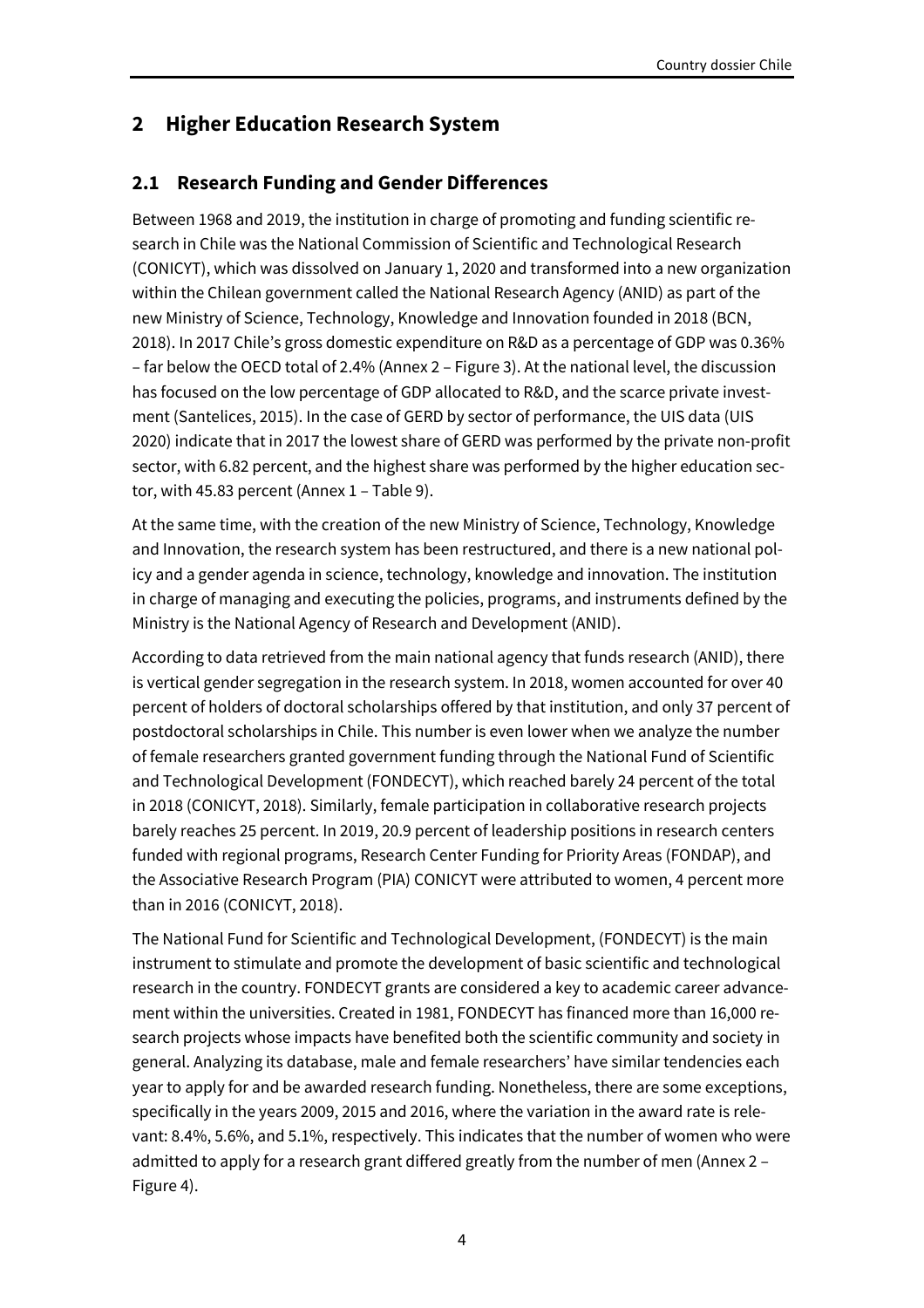## 2 Higher Education Research System

### 2.1 Research Funding and Gender Differences

Between 1968 and 2019, the institution in charge of promoting and funding scientific research in Chile was the National Commission of Scientific and Technological Research (CONICYT), which was dissolved on January 1, 2020 and transformed into a new organization within the Chilean government called the National Research Agency (ANID) as part of the new Ministry of Science, Technology, Knowledge and Innovation founded in 2018 (BCN, 2018). In 2017 Chile's gross domestic expenditure on R&D as a percentage of GDP was 0.36% – far below the OECD total of 2.4% (Annex 2 – Figure 3). At the national level, the discussion has focused on the low percentage of GDP allocated to R&D, and the scarce private investment (Santelices, 2015). In the case of GERD by sector of performance, the UIS data (UIS 2020) indicate that in 2017 the lowest share of GERD was performed by the private non-profit sector, with 6.82 percent, and the highest share was performed by the higher education sector, with 45.83 percent (Annex 1 – Table 9).

At the same time, with the creation of the new Ministry of Science, Technology, Knowledge and Innovation, the research system has been restructured, and there is a new national policy and a gender agenda in science, technology, knowledge and innovation. The institution in charge of managing and executing the policies, programs, and instruments defined by the Ministry is the National Agency of Research and Development (ANID).

According to data retrieved from the main national agency that funds research (ANID), there is vertical gender segregation in the research system. In 2018, women accounted for over 40 percent of holders of doctoral scholarships offered by that institution, and only 37 percent of postdoctoral scholarships in Chile. This number is even lower when we analyze the number of female researchers granted government funding through the National Fund of Scientific and Technological Development (FONDECYT), which reached barely 24 percent of the total in 2018 (CONICYT, 2018). Similarly, female participation in collaborative research projects barely reaches 25 percent. In 2019, 20.9 percent of leadership positions in research centers funded with regional programs, Research Center Funding for Priority Areas (FONDAP), and the Associative Research Program (PIA) CONICYT were attributed to women, 4 percent more than in 2016 (CONICYT, 2018).

The National Fund for Scientific and Technological Development, (FONDECYT) is the main instrument to stimulate and promote the development of basic scientific and technological research in the country. FONDECYT grants are considered a key to academic career advancement within the universities. Created in 1981, FONDECYT has financed more than 16,000 research projects whose impacts have benefited both the scientific community and society in general. Analyzing its database, male and female researchers' have similar tendencies each year to apply for and be awarded research funding. Nonetheless, there are some exceptions, specifically in the years 2009, 2015 and 2016, where the variation in the award rate is relevant: 8.4%, 5.6%, and 5.1%, respectively. This indicates that the number of women who were admitted to apply for a research grant differed greatly from the number of men (Annex 2 – Figure 4).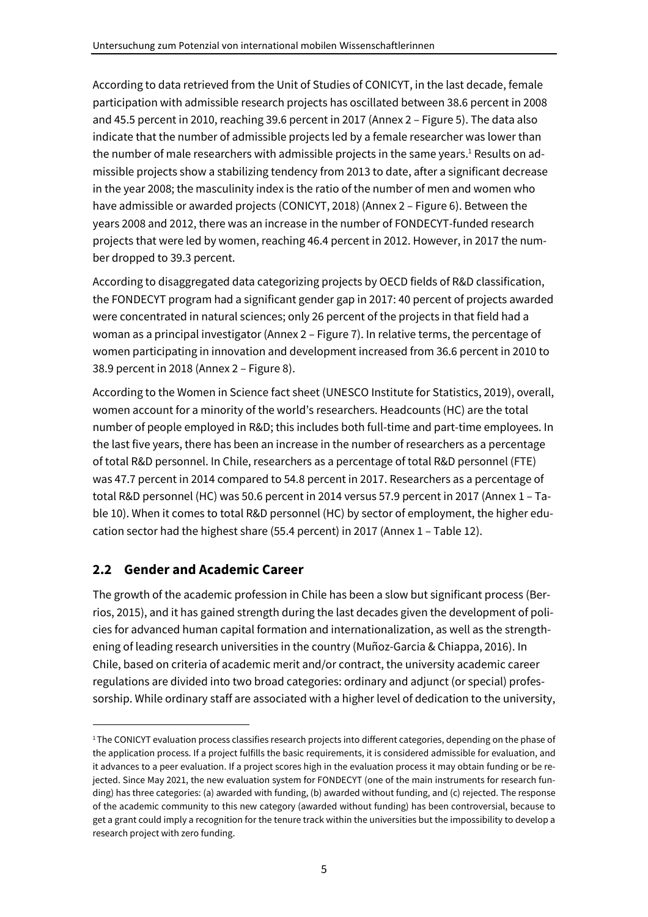According to data retrieved from the Unit of Studies of CONICYT, in the last decade, female participation with admissible research projects has oscillated between 38.6 percent in 2008 and 45.5 percent in 2010, reaching 39.6 percent in 2017 (Annex 2 – Figure 5). The data also indicate that the number of admissible projects led by a female researcher was lower than the number of male researchers with admissible projects in the same years.[1] Results on admissible projects show a stabilizing tendency from 2013 to date, after a significant decrease in the year 2008; the masculinity index is the ratio of the number of men and women who have admissible or awarded projects (CONICYT, 2018) (Annex 2 – Figure 6). Between the years 2008 and 2012, there was an increase in the number of FONDECYT-funded research projects that were led by women, reaching 46.4 percent in 2012. However, in 2017 the number dropped to 39.3 percent.

According to disaggregated data categorizing projects by OECD fields of R&D classification, the FONDECYT program had a significant gender gap in 2017: 40 percent of projects awarded were concentrated in natural sciences; only 26 percent of the projects in that field had a woman as a principal investigator (Annex 2 – Figure 7). In relative terms, the percentage of women participating in innovation and development increased from 36.6 percent in 2010 to 38.9 percent in 2018 (Annex 2 – Figure 8).

According to the Women in Science fact sheet (UNESCO Institute for Statistics, 2019), overall, women account for a minority of the world's researchers. Headcounts (HC) are the total number of people employed in R&D; this includes both full-time and part-time employees. In the last five years, there has been an increase in the number of researchers as a percentage of total R&D personnel. In Chile, researchers as a percentage of total R&D personnel (FTE) was 47.7 percent in 2014 compared to 54.8 percent in 2017. Researchers as a percentage of total R&D personnel (HC) was 50.6 percent in 2014 versus 57.9 percent in 2017 (Annex 1 – Table 10). When it comes to total R&D personnel (HC) by sector of employment, the higher education sector had the highest share (55.4 percent) in 2017 (Annex 1 – Table 12).

## 2.2 Gender and Academic Career

The growth of the academic profession in Chile has been a slow but significant process (Berrios, 2015), and it has gained strength during the last decades given the development of policies for advanced human capital formation and internationalization, as well as the strengthening of leading research universities in the country (Muñoz-Garcia & Chiappa, 2016). In Chile, based on criteria of academic merit and/or contract, the university academic career regulations are divided into two broad categories: ordinary and adjunct (or special) professorship. While ordinary staff are associated with a higher level of dedication to the university,

---

[1] The CONICYT evaluation process classifies research projects into different categories, depending on the phase of the application process. If a project fulfills the basic requirements, it is considered admissible for evaluation, and it advances to a peer evaluation. If a project scores high in the evaluation process it may obtain funding or be rejected. Since May 2021, the new evaluation system for FONDECYT (one of the main instruments for research funding) has three categories: (a) awarded with funding, (b) awarded without funding, and (c) rejected. The response of the academic community to this new category (awarded without funding) has been controversial, because to get a grant could imply a recognition for the tenure track within the universities but the impossibility to develop a research project with zero funding.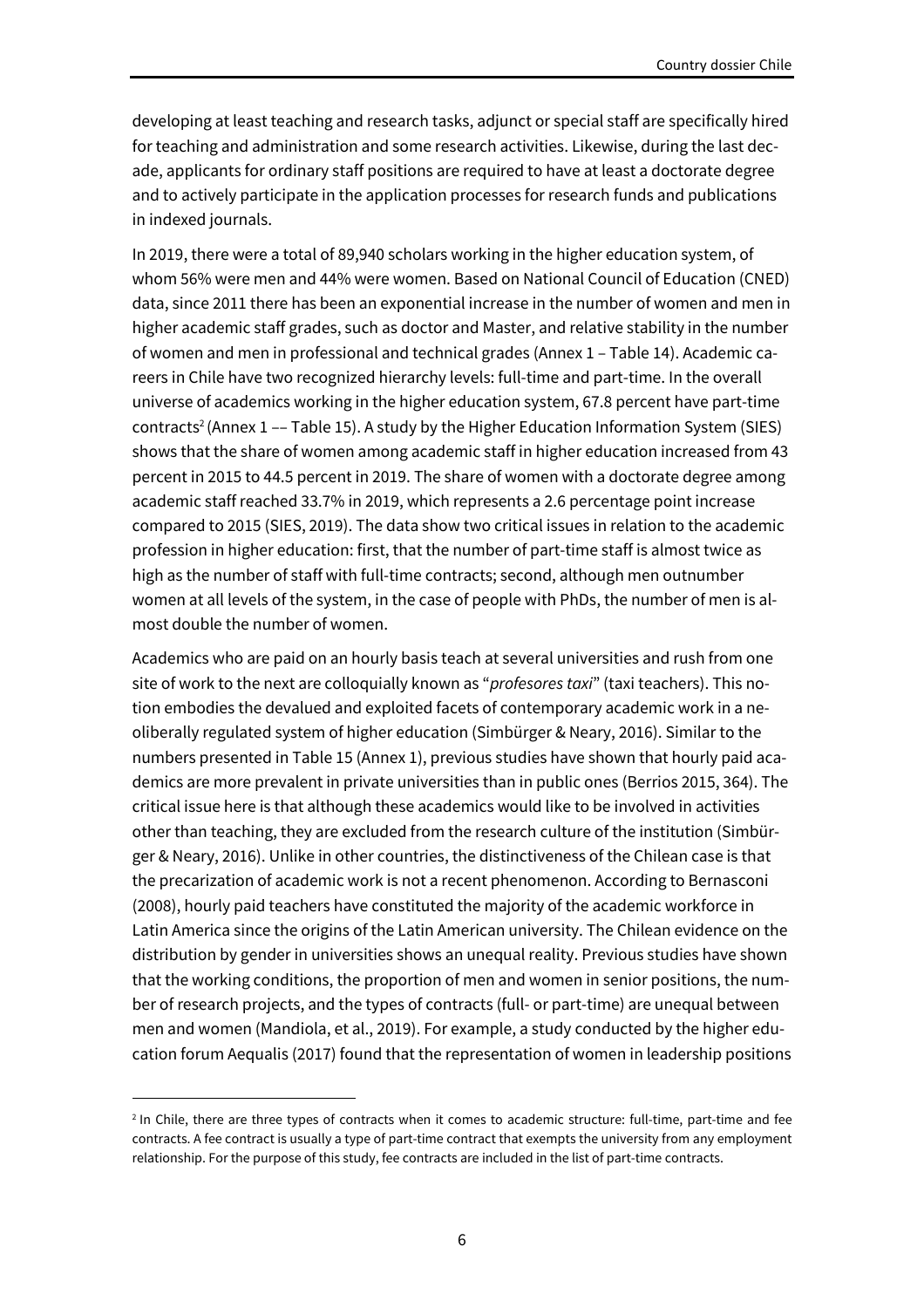developing at least teaching and research tasks, adjunct or special staff are specifically hired for teaching and administration and some research activities. Likewise, during the last decade, applicants for ordinary staff positions are required to have at least a doctorate degree and to actively participate in the application processes for research funds and publications in indexed journals.

In 2019, there were a total of 89,940 scholars working in the higher education system, of whom 56% were men and 44% were women. Based on National Council of Education (CNED) data, since 2011 there has been an exponential increase in the number of women and men in higher academic staff grades, such as doctor and Master, and relative stability in the number of women and men in professional and technical grades (Annex 1 – Table 14). Academic careers in Chile have two recognized hierarchy levels: full-time and part-time. In the overall universe of academics working in the higher education system, 67.8 percent have part-time contracts[2] (Annex 1 –– Table 15). A study by the Higher Education Information System (SIES) shows that the share of women among academic staff in higher education increased from 43 percent in 2015 to 44.5 percent in 2019. The share of women with a doctorate degree among academic staff reached 33.7% in 2019, which represents a 2.6 percentage point increase compared to 2015 (SIES, 2019). The data show two critical issues in relation to the academic profession in higher education: first, that the number of part-time staff is almost twice as high as the number of staff with full-time contracts; second, although men outnumber women at all levels of the system, in the case of people with PhDs, the number of men is almost double the number of women.

Academics who are paid on an hourly basis teach at several universities and rush from one site of work to the next are colloquially known as "*profesores taxi*" (taxi teachers). This notion embodies the devalued and exploited facets of contemporary academic work in a neoliberally regulated system of higher education (Simbürger & Neary, 2016). Similar to the numbers presented in Table 15 (Annex 1), previous studies have shown that hourly paid academics are more prevalent in private universities than in public ones (Berrios 2015, 364). The critical issue here is that although these academics would like to be involved in activities other than teaching, they are excluded from the research culture of the institution (Simbürger & Neary, 2016). Unlike in other countries, the distinctiveness of the Chilean case is that the precarization of academic work is not a recent phenomenon. According to Bernasconi (2008), hourly paid teachers have constituted the majority of the academic workforce in Latin America since the origins of the Latin American university. The Chilean evidence on the distribution by gender in universities shows an unequal reality. Previous studies have shown that the working conditions, the proportion of men and women in senior positions, the number of research projects, and the types of contracts (full- or part-time) are unequal between men and women (Mandiola, et al., 2019). For example, a study conducted by the higher education forum Aequalis (2017) found that the representation of women in leadership positions

[2] In Chile, there are three types of contracts when it comes to academic structure: full-time, part-time and fee contracts. A fee contract is usually a type of part-time contract that exempts the university from any employment relationship. For the purpose of this study, fee contracts are included in the list of part-time contracts.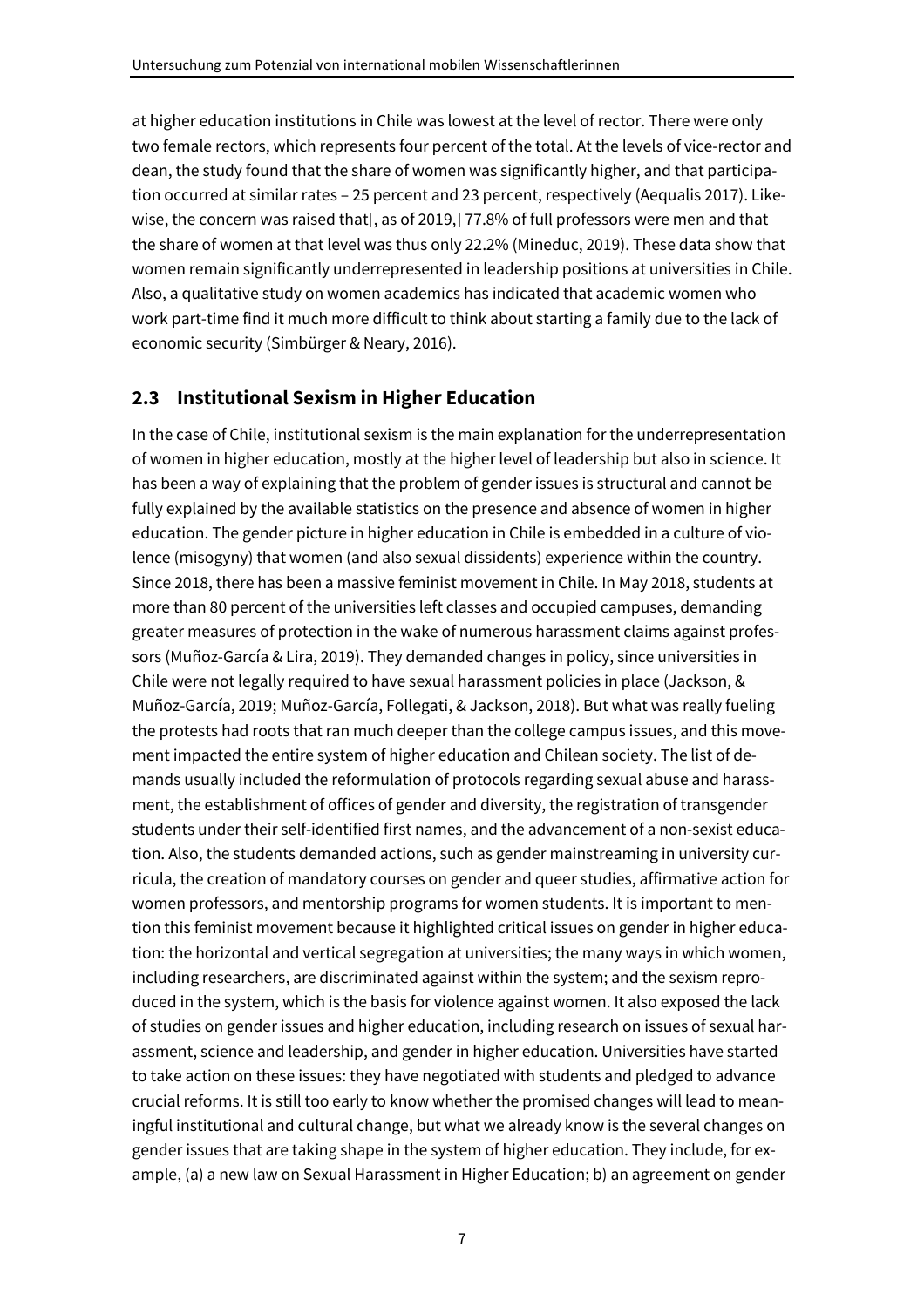at higher education institutions in Chile was lowest at the level of rector. There were only two female rectors, which represents four percent of the total. At the levels of vice-rector and dean, the study found that the share of women was significantly higher, and that participation occurred at similar rates – 25 percent and 23 percent, respectively (Aequalis 2017). Likewise, the concern was raised that[, as of 2019,] 77.8% of full professors were men and that the share of women at that level was thus only 22.2% (Mineduc, 2019). These data show that women remain significantly underrepresented in leadership positions at universities in Chile. Also, a qualitative study on women academics has indicated that academic women who work part-time find it much more difficult to think about starting a family due to the lack of economic security (Simbürger & Neary, 2016).

## 2.3 Institutional Sexism in Higher Education

In the case of Chile, institutional sexism is the main explanation for the underrepresentation of women in higher education, mostly at the higher level of leadership but also in science. It has been a way of explaining that the problem of gender issues is structural and cannot be fully explained by the available statistics on the presence and absence of women in higher education. The gender picture in higher education in Chile is embedded in a culture of violence (misogyny) that women (and also sexual dissidents) experience within the country. Since 2018, there has been a massive feminist movement in Chile. In May 2018, students at more than 80 percent of the universities left classes and occupied campuses, demanding greater measures of protection in the wake of numerous harassment claims against professors (Muñoz-García & Lira, 2019). They demanded changes in policy, since universities in Chile were not legally required to have sexual harassment policies in place (Jackson, & Muñoz-García, 2019; Muñoz-García, Follegati, & Jackson, 2018). But what was really fueling the protests had roots that ran much deeper than the college campus issues, and this movement impacted the entire system of higher education and Chilean society. The list of demands usually included the reformulation of protocols regarding sexual abuse and harassment, the establishment of offices of gender and diversity, the registration of transgender students under their self-identified first names, and the advancement of a non-sexist education. Also, the students demanded actions, such as gender mainstreaming in university curricula, the creation of mandatory courses on gender and queer studies, affirmative action for women professors, and mentorship programs for women students. It is important to mention this feminist movement because it highlighted critical issues on gender in higher education: the horizontal and vertical segregation at universities; the many ways in which women, including researchers, are discriminated against within the system; and the sexism reproduced in the system, which is the basis for violence against women. It also exposed the lack of studies on gender issues and higher education, including research on issues of sexual harassment, science and leadership, and gender in higher education. Universities have started to take action on these issues: they have negotiated with students and pledged to advance crucial reforms. It is still too early to know whether the promised changes will lead to meaningful institutional and cultural change, but what we already know is the several changes on gender issues that are taking shape in the system of higher education. They include, for example, (a) a new law on Sexual Harassment in Higher Education; b) an agreement on gender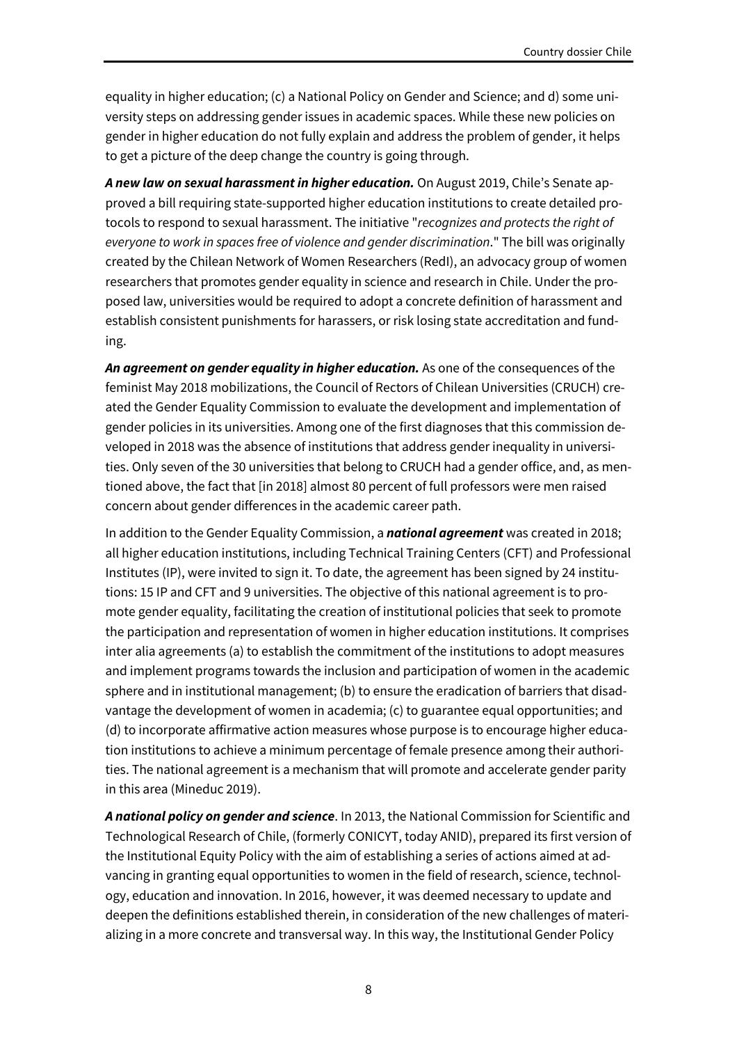equality in higher education; (c) a National Policy on Gender and Science; and d) some university steps on addressing gender issues in academic spaces. While these new policies on gender in higher education do not fully explain and address the problem of gender, it helps to get a picture of the deep change the country is going through.

***A new law on sexual harassment in higher education.*** On August 2019, Chile's Senate approved a bill requiring state-supported higher education institutions to create detailed protocols to respond to sexual harassment. The initiative "*recognizes and protects the right of everyone to work in spaces free of violence and gender discrimination*." The bill was originally created by the Chilean Network of Women Researchers (RedI), an advocacy group of women researchers that promotes gender equality in science and research in Chile. Under the proposed law, universities would be required to adopt a concrete definition of harassment and establish consistent punishments for harassers, or risk losing state accreditation and funding.

***An agreement on gender equality in higher education.*** As one of the consequences of the feminist May 2018 mobilizations, the Council of Rectors of Chilean Universities (CRUCH) created the Gender Equality Commission to evaluate the development and implementation of gender policies in its universities. Among one of the first diagnoses that this commission developed in 2018 was the absence of institutions that address gender inequality in universities. Only seven of the 30 universities that belong to CRUCH had a gender office, and, as mentioned above, the fact that [in 2018] almost 80 percent of full professors were men raised concern about gender differences in the academic career path.

In addition to the Gender Equality Commission, a ***national agreement*** was created in 2018; all higher education institutions, including Technical Training Centers (CFT) and Professional Institutes (IP), were invited to sign it. To date, the agreement has been signed by 24 institutions: 15 IP and CFT and 9 universities. The objective of this national agreement is to promote gender equality, facilitating the creation of institutional policies that seek to promote the participation and representation of women in higher education institutions. It comprises inter alia agreements (a) to establish the commitment of the institutions to adopt measures and implement programs towards the inclusion and participation of women in the academic sphere and in institutional management; (b) to ensure the eradication of barriers that disadvantage the development of women in academia; (c) to guarantee equal opportunities; and (d) to incorporate affirmative action measures whose purpose is to encourage higher education institutions to achieve a minimum percentage of female presence among their authorities. The national agreement is a mechanism that will promote and accelerate gender parity in this area (Mineduc 2019).

***A national policy on gender and science***. In 2013, the National Commission for Scientific and Technological Research of Chile, (formerly CONICYT, today ANID), prepared its first version of the Institutional Equity Policy with the aim of establishing a series of actions aimed at advancing in granting equal opportunities to women in the field of research, science, technology, education and innovation. In 2016, however, it was deemed necessary to update and deepen the definitions established therein, in consideration of the new challenges of materializing in a more concrete and transversal way. In this way, the Institutional Gender Policy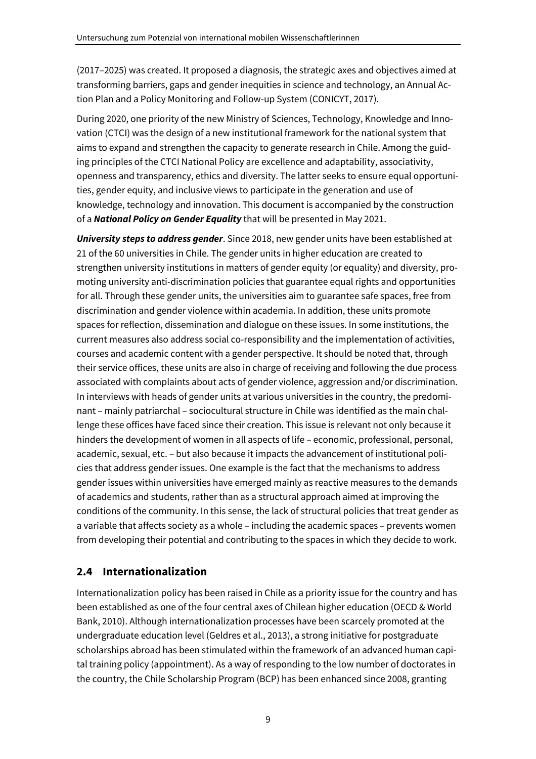(2017–2025) was created. It proposed a diagnosis, the strategic axes and objectives aimed at transforming barriers, gaps and gender inequities in science and technology, an Annual Action Plan and a Policy Monitoring and Follow-up System (CONICYT, 2017).

During 2020, one priority of the new Ministry of Sciences, Technology, Knowledge and Innovation (CTCI) was the design of a new institutional framework for the national system that aims to expand and strengthen the capacity to generate research in Chile. Among the guiding principles of the CTCI National Policy are excellence and adaptability, associativity, openness and transparency, ethics and diversity. The latter seeks to ensure equal opportunities, gender equity, and inclusive views to participate in the generation and use of knowledge, technology and innovation. This document is accompanied by the construction of a ***National Policy on Gender Equality*** that will be presented in May 2021.

***University steps to address gender***. Since 2018, new gender units have been established at 21 of the 60 universities in Chile. The gender units in higher education are created to strengthen university institutions in matters of gender equity (or equality) and diversity, promoting university anti-discrimination policies that guarantee equal rights and opportunities for all. Through these gender units, the universities aim to guarantee safe spaces, free from discrimination and gender violence within academia. In addition, these units promote spaces for reflection, dissemination and dialogue on these issues. In some institutions, the current measures also address social co-responsibility and the implementation of activities, courses and academic content with a gender perspective. It should be noted that, through their service offices, these units are also in charge of receiving and following the due process associated with complaints about acts of gender violence, aggression and/or discrimination. In interviews with heads of gender units at various universities in the country, the predominant – mainly patriarchal – sociocultural structure in Chile was identified as the main challenge these offices have faced since their creation. This issue is relevant not only because it hinders the development of women in all aspects of life – economic, professional, personal, academic, sexual, etc. – but also because it impacts the advancement of institutional policies that address gender issues. One example is the fact that the mechanisms to address gender issues within universities have emerged mainly as reactive measures to the demands of academics and students, rather than as a structural approach aimed at improving the conditions of the community. In this sense, the lack of structural policies that treat gender as a variable that affects society as a whole – including the academic spaces – prevents women from developing their potential and contributing to the spaces in which they decide to work.

## 2.4 Internationalization

Internationalization policy has been raised in Chile as a priority issue for the country and has been established as one of the four central axes of Chilean higher education (OECD & World Bank, 2010). Although internationalization processes have been scarcely promoted at the undergraduate education level (Geldres et al., 2013), a strong initiative for postgraduate scholarships abroad has been stimulated within the framework of an advanced human capital training policy (appointment). As a way of responding to the low number of doctorates in the country, the Chile Scholarship Program (BCP) has been enhanced since 2008, granting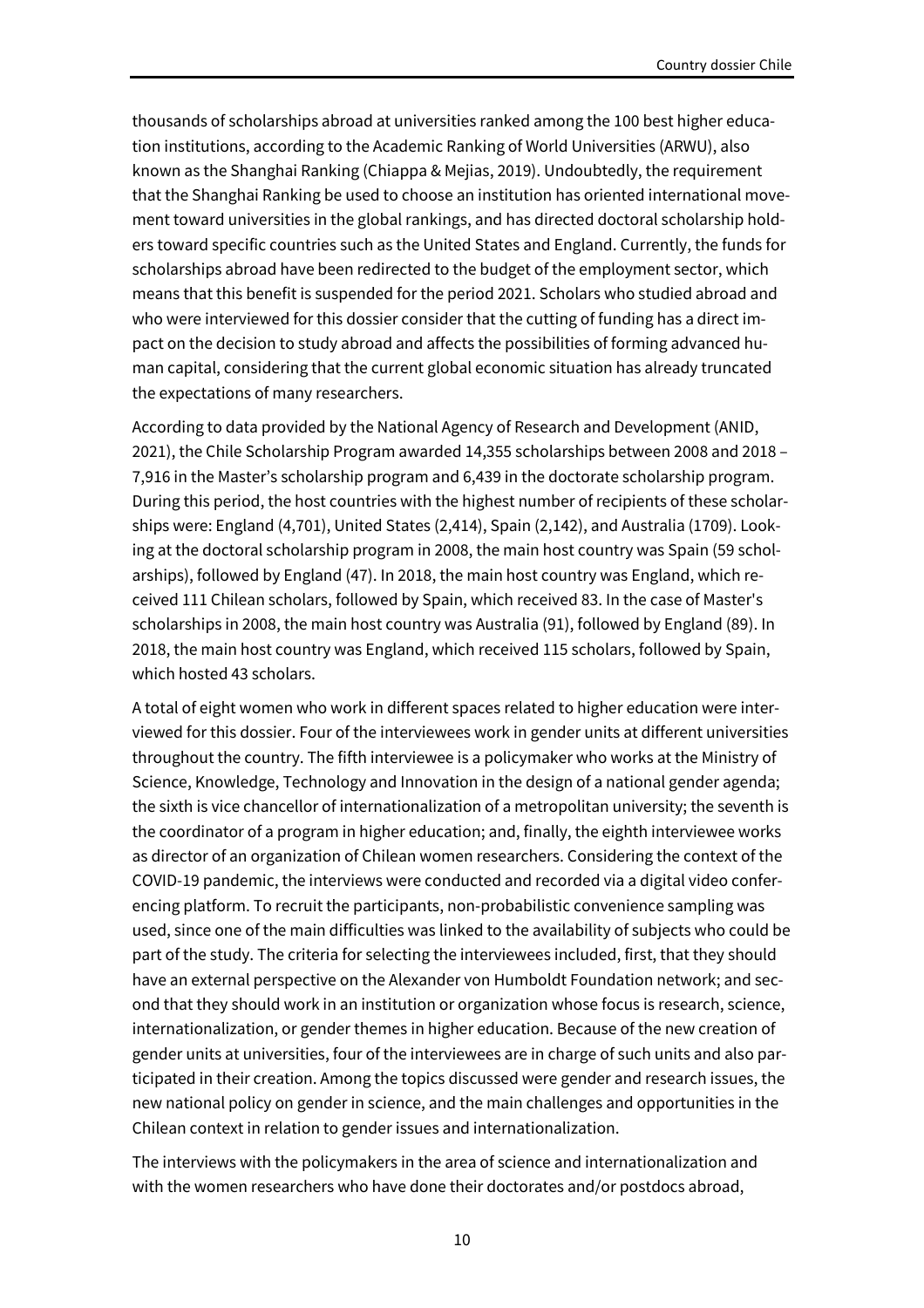thousands of scholarships abroad at universities ranked among the 100 best higher education institutions, according to the Academic Ranking of World Universities (ARWU), also known as the Shanghai Ranking (Chiappa & Mejias, 2019). Undoubtedly, the requirement that the Shanghai Ranking be used to choose an institution has oriented international movement toward universities in the global rankings, and has directed doctoral scholarship holders toward specific countries such as the United States and England. Currently, the funds for scholarships abroad have been redirected to the budget of the employment sector, which means that this benefit is suspended for the period 2021. Scholars who studied abroad and who were interviewed for this dossier consider that the cutting of funding has a direct impact on the decision to study abroad and affects the possibilities of forming advanced human capital, considering that the current global economic situation has already truncated the expectations of many researchers.

According to data provided by the National Agency of Research and Development (ANID, 2021), the Chile Scholarship Program awarded 14,355 scholarships between 2008 and 2018 – 7,916 in the Master's scholarship program and 6,439 in the doctorate scholarship program. During this period, the host countries with the highest number of recipients of these scholarships were: England (4,701), United States (2,414), Spain (2,142), and Australia (1709). Looking at the doctoral scholarship program in 2008, the main host country was Spain (59 scholarships), followed by England (47). In 2018, the main host country was England, which received 111 Chilean scholars, followed by Spain, which received 83. In the case of Master's scholarships in 2008, the main host country was Australia (91), followed by England (89). In 2018, the main host country was England, which received 115 scholars, followed by Spain, which hosted 43 scholars.

A total of eight women who work in different spaces related to higher education were interviewed for this dossier. Four of the interviewees work in gender units at different universities throughout the country. The fifth interviewee is a policymaker who works at the Ministry of Science, Knowledge, Technology and Innovation in the design of a national gender agenda; the sixth is vice chancellor of internationalization of a metropolitan university; the seventh is the coordinator of a program in higher education; and, finally, the eighth interviewee works as director of an organization of Chilean women researchers. Considering the context of the COVID-19 pandemic, the interviews were conducted and recorded via a digital video conferencing platform. To recruit the participants, non-probabilistic convenience sampling was used, since one of the main difficulties was linked to the availability of subjects who could be part of the study. The criteria for selecting the interviewees included, first, that they should have an external perspective on the Alexander von Humboldt Foundation network; and second that they should work in an institution or organization whose focus is research, science, internationalization, or gender themes in higher education. Because of the new creation of gender units at universities, four of the interviewees are in charge of such units and also participated in their creation. Among the topics discussed were gender and research issues, the new national policy on gender in science, and the main challenges and opportunities in the Chilean context in relation to gender issues and internationalization.

The interviews with the policymakers in the area of science and internationalization and with the women researchers who have done their doctorates and/or postdocs abroad,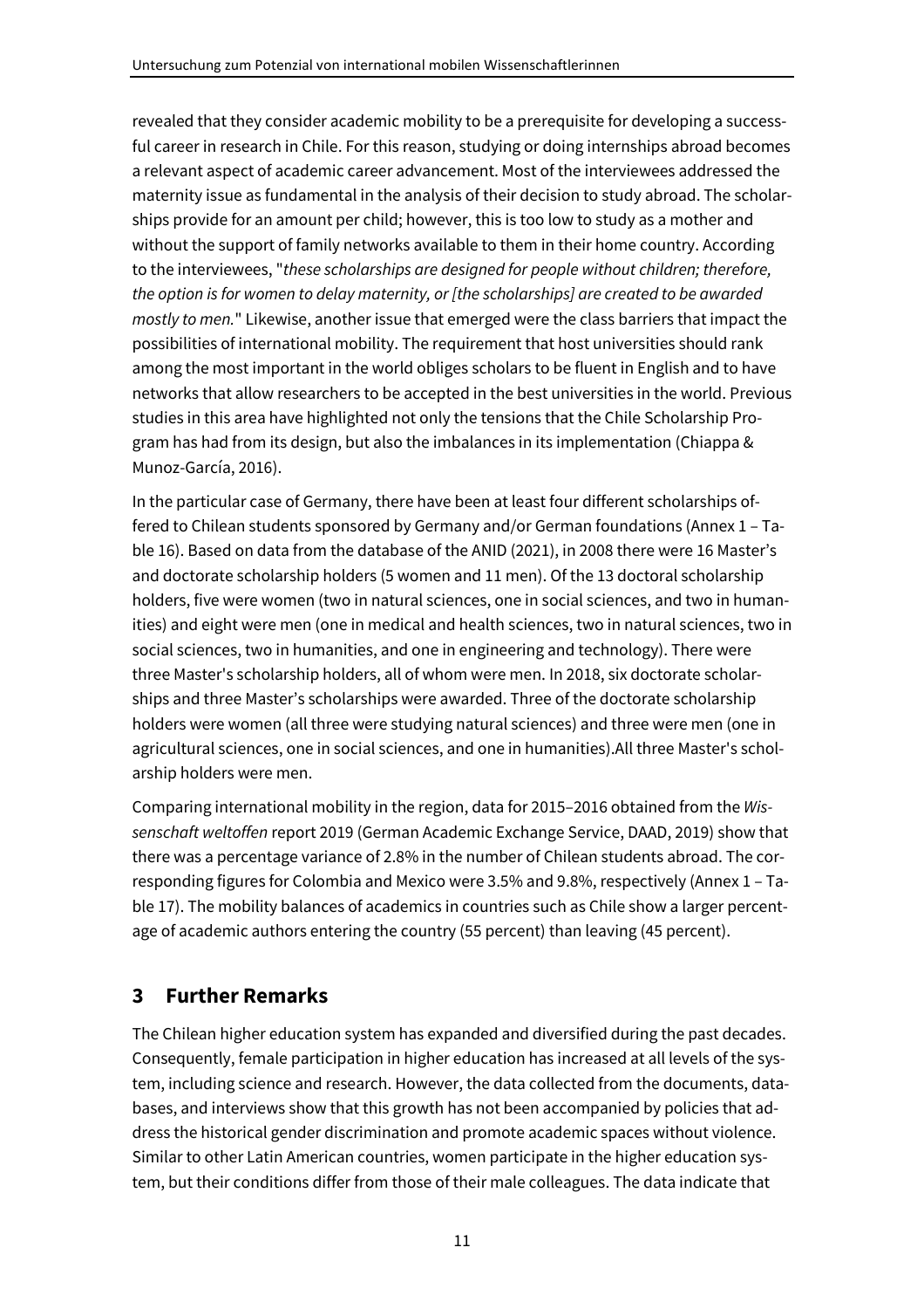revealed that they consider academic mobility to be a prerequisite for developing a successful career in research in Chile. For this reason, studying or doing internships abroad becomes a relevant aspect of academic career advancement. Most of the interviewees addressed the maternity issue as fundamental in the analysis of their decision to study abroad. The scholarships provide for an amount per child; however, this is too low to study as a mother and without the support of family networks available to them in their home country. According to the interviewees, "*these scholarships are designed for people without children; therefore, the option is for women to delay maternity, or [the scholarships] are created to be awarded mostly to men.*" Likewise, another issue that emerged were the class barriers that impact the possibilities of international mobility. The requirement that host universities should rank among the most important in the world obliges scholars to be fluent in English and to have networks that allow researchers to be accepted in the best universities in the world. Previous studies in this area have highlighted not only the tensions that the Chile Scholarship Program has had from its design, but also the imbalances in its implementation (Chiappa & Munoz-García, 2016).

In the particular case of Germany, there have been at least four different scholarships offered to Chilean students sponsored by Germany and/or German foundations (Annex 1 – Table 16). Based on data from the database of the ANID (2021), in 2008 there were 16 Master's and doctorate scholarship holders (5 women and 11 men). Of the 13 doctoral scholarship holders, five were women (two in natural sciences, one in social sciences, and two in humanities) and eight were men (one in medical and health sciences, two in natural sciences, two in social sciences, two in humanities, and one in engineering and technology). There were three Master's scholarship holders, all of whom were men. In 2018, six doctorate scholarships and three Master's scholarships were awarded. Three of the doctorate scholarship holders were women (all three were studying natural sciences) and three were men (one in agricultural sciences, one in social sciences, and one in humanities).All three Master's scholarship holders were men.

Comparing international mobility in the region, data for 2015–2016 obtained from the *Wissenschaft weltoffen* report 2019 (German Academic Exchange Service, DAAD, 2019) show that there was a percentage variance of 2.8% in the number of Chilean students abroad. The corresponding figures for Colombia and Mexico were 3.5% and 9.8%, respectively (Annex 1 – Table 17). The mobility balances of academics in countries such as Chile show a larger percentage of academic authors entering the country (55 percent) than leaving (45 percent).

## 3 Further Remarks

The Chilean higher education system has expanded and diversified during the past decades. Consequently, female participation in higher education has increased at all levels of the system, including science and research. However, the data collected from the documents, databases, and interviews show that this growth has not been accompanied by policies that address the historical gender discrimination and promote academic spaces without violence. Similar to other Latin American countries, women participate in the higher education system, but their conditions differ from those of their male colleagues. The data indicate that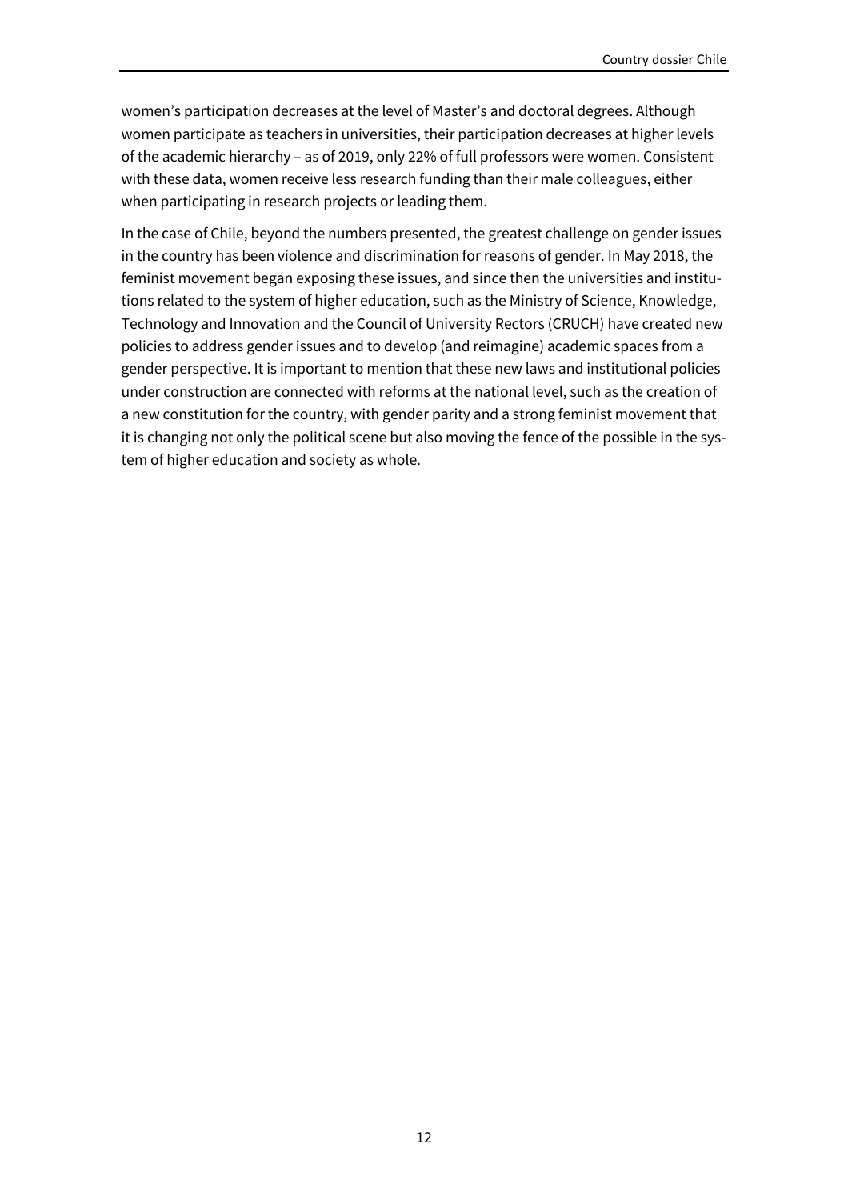women's participation decreases at the level of Master's and doctoral degrees. Although women participate as teachers in universities, their participation decreases at higher levels of the academic hierarchy – as of 2019, only 22% of full professors were women. Consistent with these data, women receive less research funding than their male colleagues, either when participating in research projects or leading them.

In the case of Chile, beyond the numbers presented, the greatest challenge on gender issues in the country has been violence and discrimination for reasons of gender. In May 2018, the feminist movement began exposing these issues, and since then the universities and institutions related to the system of higher education, such as the Ministry of Science, Knowledge, Technology and Innovation and the Council of University Rectors (CRUCH) have created new policies to address gender issues and to develop (and reimagine) academic spaces from a gender perspective. It is important to mention that these new laws and institutional policies under construction are connected with reforms at the national level, such as the creation of a new constitution for the country, with gender parity and a strong feminist movement that it is changing not only the political scene but also moving the fence of the possible in the system of higher education and society as whole.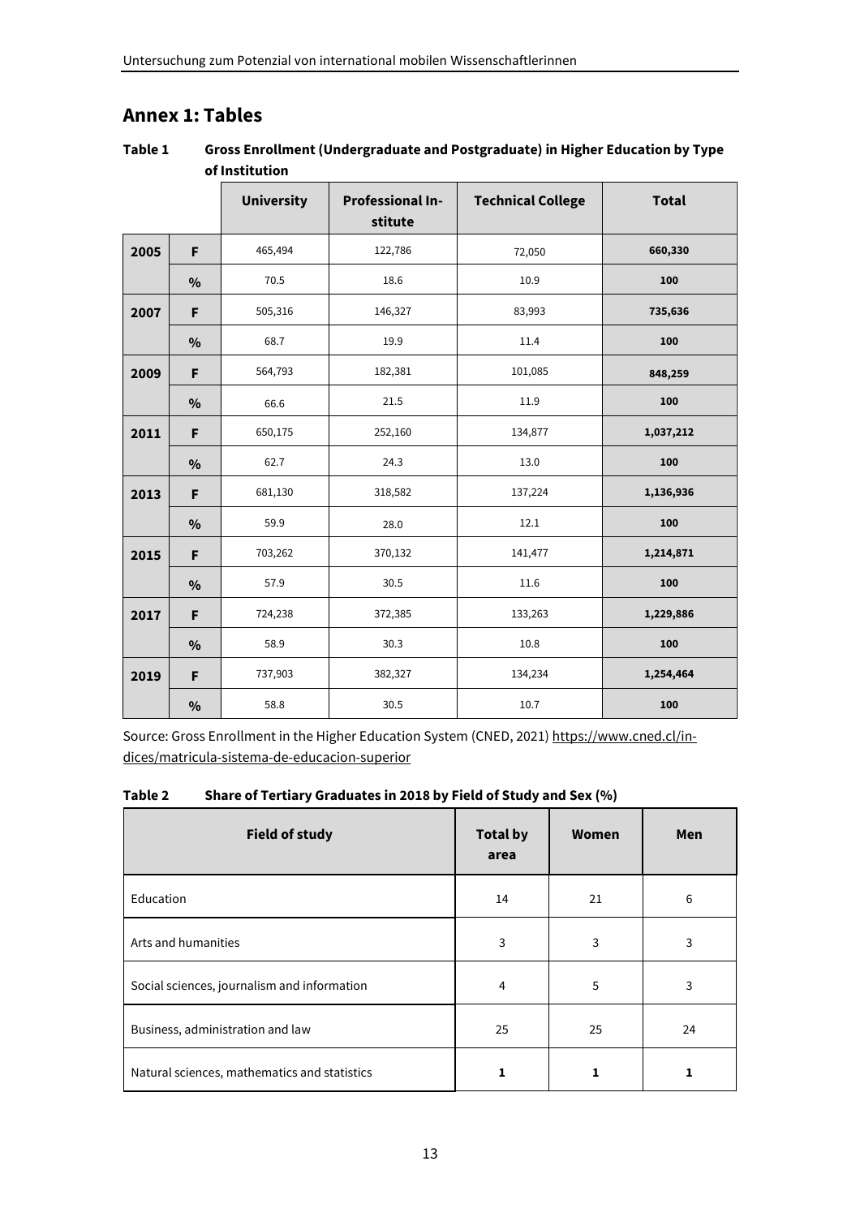## Annex 1: Tables

**Table 1 Gross Enrollment (Undergraduate and Postgraduate) in Higher Education by Type of Institution**

| | | University | Professional Institute | Technical College | Total |
|---|---|---|---|---|---|
| **2005** | **F** | 465,494 | 122,786 | 72,050 | **660,330** |
| | **%** | 70.5 | 18.6 | 10.9 | **100** |
| **2007** | **F** | 505,316 | 146,327 | 83,993 | **735,636** |
| | **%** | 68.7 | 19.9 | 11.4 | **100** |
| **2009** | **F** | 564,793 | 182,381 | 101,085 | **848,259** |
| | **%** | 66.6 | 21.5 | 11.9 | **100** |
| **2011** | **F** | 650,175 | 252,160 | 134,877 | **1,037,212** |
| | **%** | 62.7 | 24.3 | 13.0 | **100** |
| **2013** | **F** | 681,130 | 318,582 | 137,224 | **1,136,936** |
| | **%** | 59.9 | 28.0 | 12.1 | **100** |
| **2015** | **F** | 703,262 | 370,132 | 141,477 | **1,214,871** |
| | **%** | 57.9 | 30.5 | 11.6 | **100** |
| **2017** | **F** | 724,238 | 372,385 | 133,263 | **1,229,886** |
| | **%** | 58.9 | 30.3 | 10.8 | **100** |
| **2019** | **F** | 737,903 | 382,327 | 134,234 | **1,254,464** |
| | **%** | 58.8 | 30.5 | 10.7 | **100** |

Source: Gross Enrollment in the Higher Education System (CNED, 2021) https://www.cned.cl/indices/matricula-sistema-de-educacion-superior

**Table 2 Share of Tertiary Graduates in 2018 by Field of Study and Sex (%)**

| Field of study | Total by area | Women | Men |
|---|---|---|---|
| Education | 14 | 21 | 6 |
| Arts and humanities | 3 | 3 | 3 |
| Social sciences, journalism and information | 4 | 5 | 3 |
| Business, administration and law | 25 | 25 | 24 |
| Natural sciences, mathematics and statistics | **1** | **1** | **1** |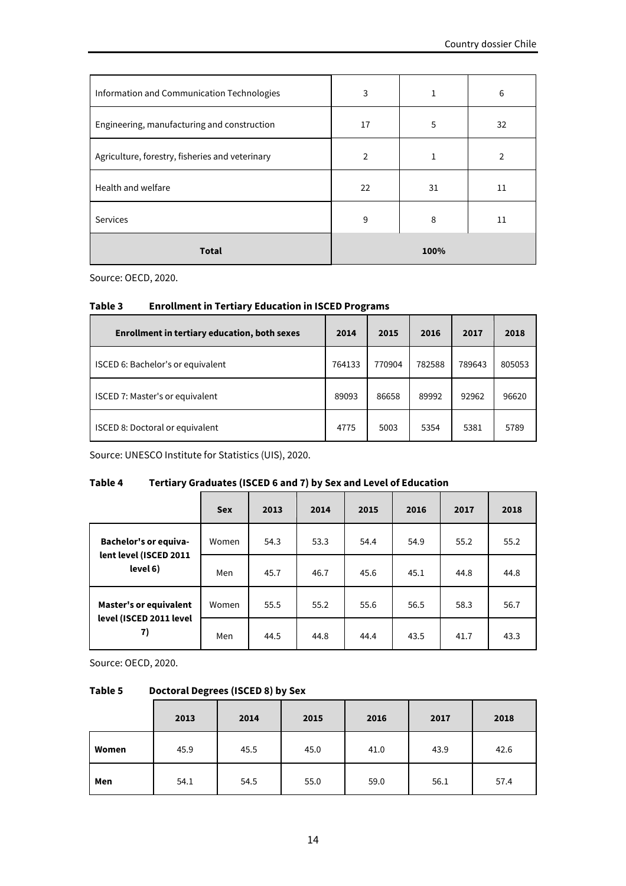| | | | |
|---|---|---|---|
| Information and Communication Technologies | 3 | 1 | 6 |
| Engineering, manufacturing and construction | 17 | 5 | 32 |
| Agriculture, forestry, fisheries and veterinary | 2 | 1 | 2 |
| Health and welfare | 22 | 31 | 11 |
| Services | 9 | 8 | 11 |
| **Total** | **100%** | | |

Source: OECD, 2020.

**Table 3 Enrollment in Tertiary Education in ISCED Programs**

| Enrollment in tertiary education, both sexes | 2014 | 2015 | 2016 | 2017 | 2018 |
|---|---|---|---|---|---|
| ISCED 6: Bachelor's or equivalent | 764133 | 770904 | 782588 | 789643 | 805053 |
| ISCED 7: Master's or equivalent | 89093 | 86658 | 89992 | 92962 | 96620 |
| ISCED 8: Doctoral or equivalent | 4775 | 5003 | 5354 | 5381 | 5789 |

Source: UNESCO Institute for Statistics (UIS), 2020.

**Table 4 Tertiary Graduates (ISCED 6 and 7) by Sex and Level of Education**

| | Sex | 2013 | 2014 | 2015 | 2016 | 2017 | 2018 |
|---|---|---|---|---|---|---|---|
| **Bachelor's or equivalent level (ISCED 2011 level 6)** | Women | 54.3 | 53.3 | 54.4 | 54.9 | 55.2 | 55.2 |
| | Men | 45.7 | 46.7 | 45.6 | 45.1 | 44.8 | 44.8 |
| **Master's or equivalent level (ISCED 2011 level 7)** | Women | 55.5 | 55.2 | 55.6 | 56.5 | 58.3 | 56.7 |
| | Men | 44.5 | 44.8 | 44.4 | 43.5 | 41.7 | 43.3 |

Source: OECD, 2020.

**Table 5 Doctoral Degrees (ISCED 8) by Sex**

| | 2013 | 2014 | 2015 | 2016 | 2017 | 2018 |
|---|---|---|---|---|---|---|
| **Women** | 45.9 | 45.5 | 45.0 | 41.0 | 43.9 | 42.6 |
| **Men** | 54.1 | 54.5 | 55.0 | 59.0 | 56.1 | 57.4 |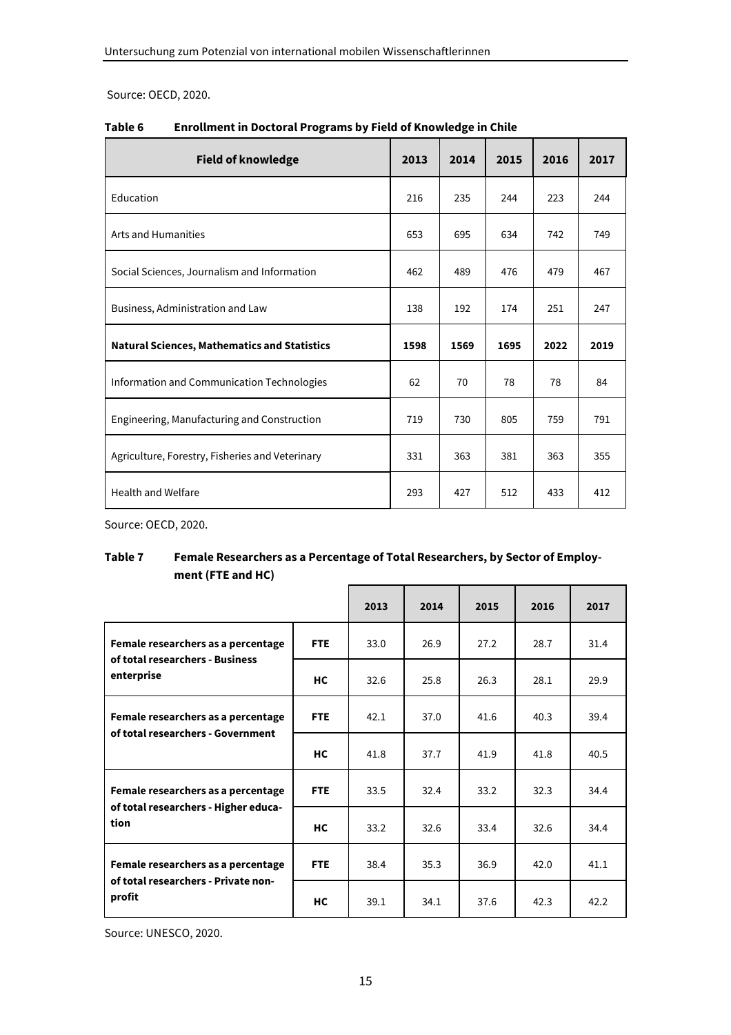Source: OECD, 2020.

**Table 6 Enrollment in Doctoral Programs by Field of Knowledge in Chile**

| Field of knowledge | 2013 | 2014 | 2015 | 2016 | 2017 |
|---|---|---|---|---|---|
| Education | 216 | 235 | 244 | 223 | 244 |
| Arts and Humanities | 653 | 695 | 634 | 742 | 749 |
| Social Sciences, Journalism and Information | 462 | 489 | 476 | 479 | 467 |
| Business, Administration and Law | 138 | 192 | 174 | 251 | 247 |
| **Natural Sciences, Mathematics and Statistics** | **1598** | **1569** | **1695** | **2022** | **2019** |
| Information and Communication Technologies | 62 | 70 | 78 | 78 | 84 |
| Engineering, Manufacturing and Construction | 719 | 730 | 805 | 759 | 791 |
| Agriculture, Forestry, Fisheries and Veterinary | 331 | 363 | 381 | 363 | 355 |
| Health and Welfare | 293 | 427 | 512 | 433 | 412 |

Source: OECD, 2020.

**Table 7 Female Researchers as a Percentage of Total Researchers, by Sector of Employment (FTE and HC)**

| | | 2013 | 2014 | 2015 | 2016 | 2017 |
|---|---|---|---|---|---|---|
| **Female researchers as a percentage of total researchers - Business enterprise** | **FTE** | 33.0 | 26.9 | 27.2 | 28.7 | 31.4 |
| | **HC** | 32.6 | 25.8 | 26.3 | 28.1 | 29.9 |
| **Female researchers as a percentage of total researchers - Government** | **FTE** | 42.1 | 37.0 | 41.6 | 40.3 | 39.4 |
| | **HC** | 41.8 | 37.7 | 41.9 | 41.8 | 40.5 |
| **Female researchers as a percentage of total researchers - Higher education** | **FTE** | 33.5 | 32.4 | 33.2 | 32.3 | 34.4 |
| | **HC** | 33.2 | 32.6 | 33.4 | 32.6 | 34.4 |
| **Female researchers as a percentage of total researchers - Private non-profit** | **FTE** | 38.4 | 35.3 | 36.9 | 42.0 | 41.1 |
| | **HC** | 39.1 | 34.1 | 37.6 | 42.3 | 42.2 |

Source: UNESCO, 2020.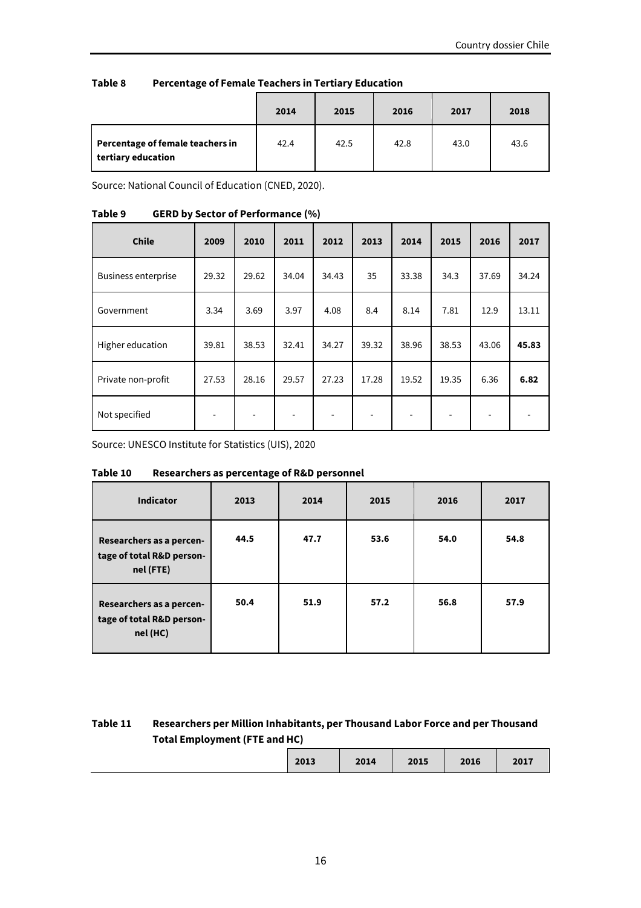**Table 8 Percentage of Female Teachers in Tertiary Education**

| | 2014 | 2015 | 2016 | 2017 | 2018 |
|---|---|---|---|---|---|
| **Percentage of female teachers in tertiary education** | 42.4 | 42.5 | 42.8 | 43.0 | 43.6 |

Source: National Council of Education (CNED, 2020).

**Table 9 GERD by Sector of Performance (%)**

| Chile | 2009 | 2010 | 2011 | 2012 | 2013 | 2014 | 2015 | 2016 | 2017 |
|---|---|---|---|---|---|---|---|---|---|
| Business enterprise | 29.32 | 29.62 | 34.04 | 34.43 | 35 | 33.38 | 34.3 | 37.69 | 34.24 |
| Government | 3.34 | 3.69 | 3.97 | 4.08 | 8.4 | 8.14 | 7.81 | 12.9 | 13.11 |
| Higher education | 39.81 | 38.53 | 32.41 | 34.27 | 39.32 | 38.96 | 38.53 | 43.06 | **45.83** |
| Private non-profit | 27.53 | 28.16 | 29.57 | 27.23 | 17.28 | 19.52 | 19.35 | 6.36 | **6.82** |
| Not specified | - | - | - | - | - | - | - | - | - |

Source: UNESCO Institute for Statistics (UIS), 2020

**Table 10 Researchers as percentage of R&D personnel**

| Indicator | 2013 | 2014 | 2015 | 2016 | 2017 |
|---|---|---|---|---|---|
| **Researchers as a percentage of total R&D personnel (FTE)** | **44.5** | **47.7** | **53.6** | **54.0** | **54.8** |
| **Researchers as a percentage of total R&D personnel (HC)** | **50.4** | **51.9** | **57.2** | **56.8** | **57.9** |

**Table 11 Researchers per Million Inhabitants, per Thousand Labor Force and per Thousand Total Employment (FTE and HC)**

| | 2013 | 2014 | 2015 | 2016 | 2017 |
|---|---|---|---|---|---|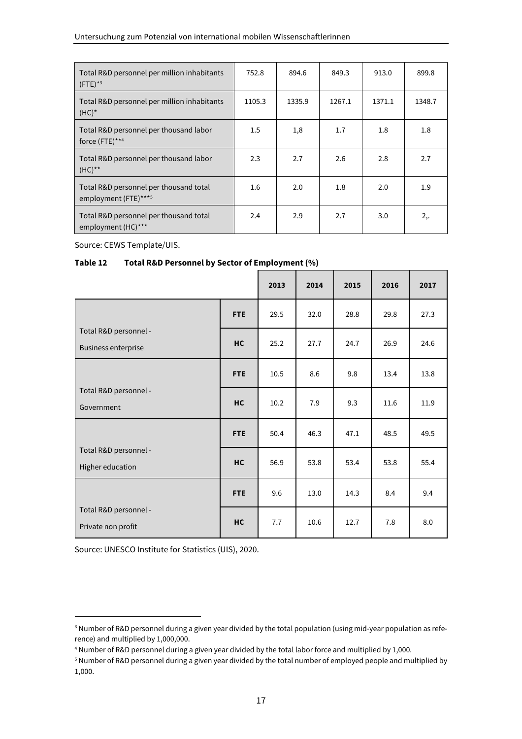| Total R&D personnel per million inhabitants (FTE)*[3] | 752.8 | 894.6 | 849.3 | 913.0 | 899.8 |
|---|---|---|---|---|---|
| Total R&D personnel per million inhabitants (HC)* | 1105.3 | 1335.9 | 1267.1 | 1371.1 | 1348.7 |
| Total R&D personnel per thousand labor force (FTE)**[4] | 1.5 | 1,8 | 1.7 | 1.8 | 1.8 |
| Total R&D personnel per thousand labor (HC)** | 2.3 | 2.7 | 2.6 | 2.8 | 2.7 |
| Total R&D personnel per thousand total employment (FTE)***[5] | 1.6 | 2.0 | 1.8 | 2.0 | 1.9 |
| Total R&D personnel per thousand total employment (HC)*** | 2.4 | 2.9 | 2.7 | 3.0 | 2,. |

Source: CEWS Template/UIS.

**Table 12 Total R&D Personnel by Sector of Employment (%)**

| | | 2013 | 2014 | 2015 | 2016 | 2017 |
|---|---|---|---|---|---|---|
| Total R&D personnel - Business enterprise | **FTE** | 29.5 | 32.0 | 28.8 | 29.8 | 27.3 |
| | **HC** | 25.2 | 27.7 | 24.7 | 26.9 | 24.6 |
| Total R&D personnel - Government | **FTE** | 10.5 | 8.6 | 9.8 | 13.4 | 13.8 |
| | **HC** | 10.2 | 7.9 | 9.3 | 11.6 | 11.9 |
| Total R&D personnel - Higher education | **FTE** | 50.4 | 46.3 | 47.1 | 48.5 | 49.5 |
| | **HC** | 56.9 | 53.8 | 53.4 | 53.8 | 55.4 |
| Total R&D personnel - Private non profit | **FTE** | 9.6 | 13.0 | 14.3 | 8.4 | 9.4 |
| | **HC** | 7.7 | 10.6 | 12.7 | 7.8 | 8.0 |

Source: UNESCO Institute for Statistics (UIS), 2020.

[3] Number of R&D personnel during a given year divided by the total population (using mid-year population as reference) and multiplied by 1,000,000.

[4] Number of R&D personnel during a given year divided by the total labor force and multiplied by 1,000.

[5] Number of R&D personnel during a given year divided by the total number of employed people and multiplied by 1,000.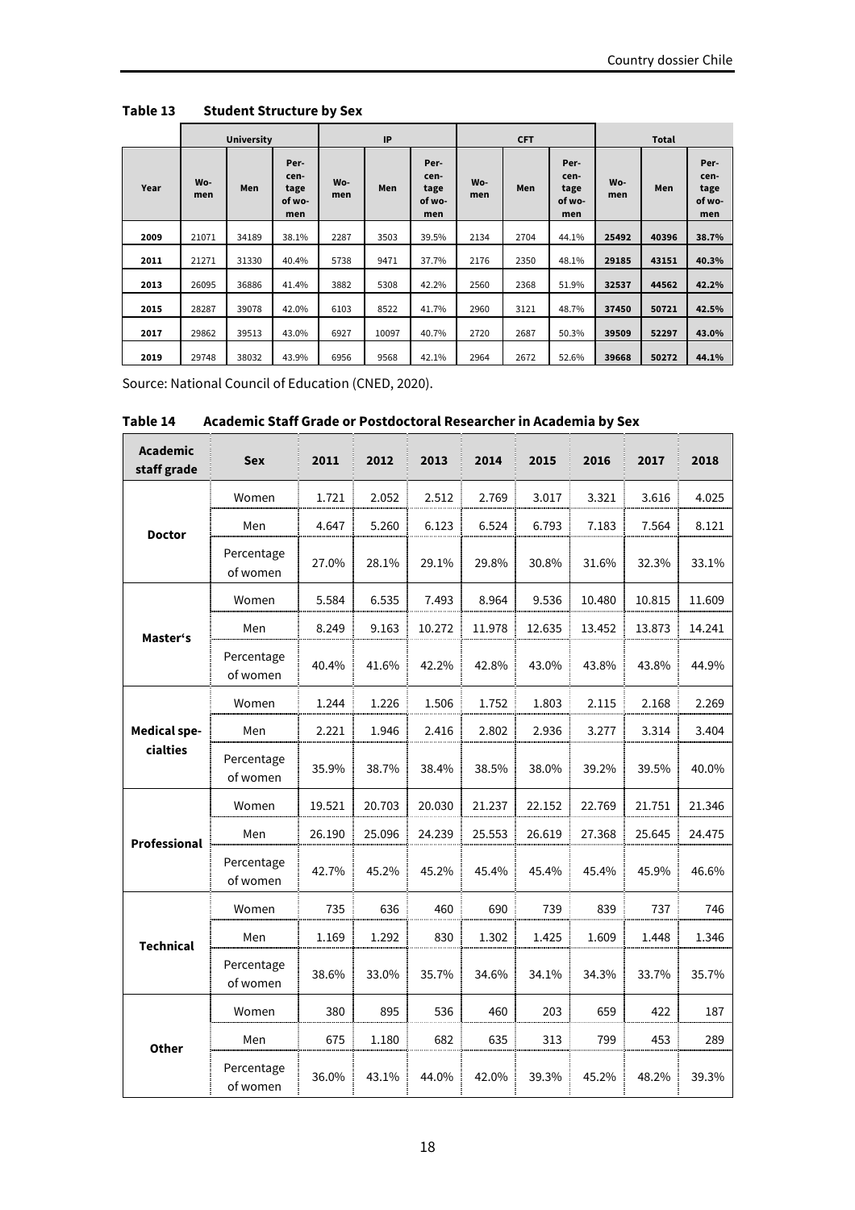**Table 13 Student Structure by Sex**

| Year | University | | | IP | | | CFT | | | Total | | |
|---|---|---|---|---|---|---|---|---|---|---|---|---|
| | Women | Men | Percentage of women | Women | Men | Percentage of women | Women | Men | Percentage of women | Women | Men | Percentage of women |
| 2009 | 21071 | 34189 | 38.1% | 2287 | 3503 | 39.5% | 2134 | 2704 | 44.1% | **25492** | **40396** | **38.7%** |
| 2011 | 21271 | 31330 | 40.4% | 5738 | 9471 | 37.7% | 2176 | 2350 | 48.1% | **29185** | **43151** | **40.3%** |
| 2013 | 26095 | 36886 | 41.4% | 3882 | 5308 | 42.2% | 2560 | 2368 | 51.9% | **32537** | **44562** | **42.2%** |
| 2015 | 28287 | 39078 | 42.0% | 6103 | 8522 | 41.7% | 2960 | 3121 | 48.7% | **37450** | **50721** | **42.5%** |
| 2017 | 29862 | 39513 | 43.0% | 6927 | 10097 | 40.7% | 2720 | 2687 | 50.3% | **39509** | **52297** | **43.0%** |
| 2019 | 29748 | 38032 | 43.9% | 6956 | 9568 | 42.1% | 2964 | 2672 | 52.6% | **39668** | **50272** | **44.1%** |

Source: National Council of Education (CNED, 2020).

**Table 14 Academic Staff Grade or Postdoctoral Researcher in Academia by Sex**

| Academic staff grade | Sex | 2011 | 2012 | 2013 | 2014 | 2015 | 2016 | 2017 | 2018 |
|---|---|---|---|---|---|---|---|---|---|
| **Doctor** | Women | 1.721 | 2.052 | 2.512 | 2.769 | 3.017 | 3.321 | 3.616 | 4.025 |
| | Men | 4.647 | 5.260 | 6.123 | 6.524 | 6.793 | 7.183 | 7.564 | 8.121 |
| | Percentage of women | 27.0% | 28.1% | 29.1% | 29.8% | 30.8% | 31.6% | 32.3% | 33.1% |
| **Master's** | Women | 5.584 | 6.535 | 7.493 | 8.964 | 9.536 | 10.480 | 10.815 | 11.609 |
| | Men | 8.249 | 9.163 | 10.272 | 11.978 | 12.635 | 13.452 | 13.873 | 14.241 |
| | Percentage of women | 40.4% | 41.6% | 42.2% | 42.8% | 43.0% | 43.8% | 43.8% | 44.9% |
| **Medical specialties** | Women | 1.244 | 1.226 | 1.506 | 1.752 | 1.803 | 2.115 | 2.168 | 2.269 |
| | Men | 2.221 | 1.946 | 2.416 | 2.802 | 2.936 | 3.277 | 3.314 | 3.404 |
| | Percentage of women | 35.9% | 38.7% | 38.4% | 38.5% | 38.0% | 39.2% | 39.5% | 40.0% |
| **Professional** | Women | 19.521 | 20.703 | 20.030 | 21.237 | 22.152 | 22.769 | 21.751 | 21.346 |
| | Men | 26.190 | 25.096 | 24.239 | 25.553 | 26.619 | 27.368 | 25.645 | 24.475 |
| | Percentage of women | 42.7% | 45.2% | 45.2% | 45.4% | 45.4% | 45.4% | 45.9% | 46.6% |
| **Technical** | Women | 735 | 636 | 460 | 690 | 739 | 839 | 737 | 746 |
| | Men | 1.169 | 1.292 | 830 | 1.302 | 1.425 | 1.609 | 1.448 | 1.346 |
| | Percentage of women | 38.6% | 33.0% | 35.7% | 34.6% | 34.1% | 34.3% | 33.7% | 35.7% |
| **Other** | Women | 380 | 895 | 536 | 460 | 203 | 659 | 422 | 187 |
| | Men | 675 | 1.180 | 682 | 635 | 313 | 799 | 453 | 289 |
| | Percentage of women | 36.0% | 43.1% | 44.0% | 42.0% | 39.3% | 45.2% | 48.2% | 39.3% |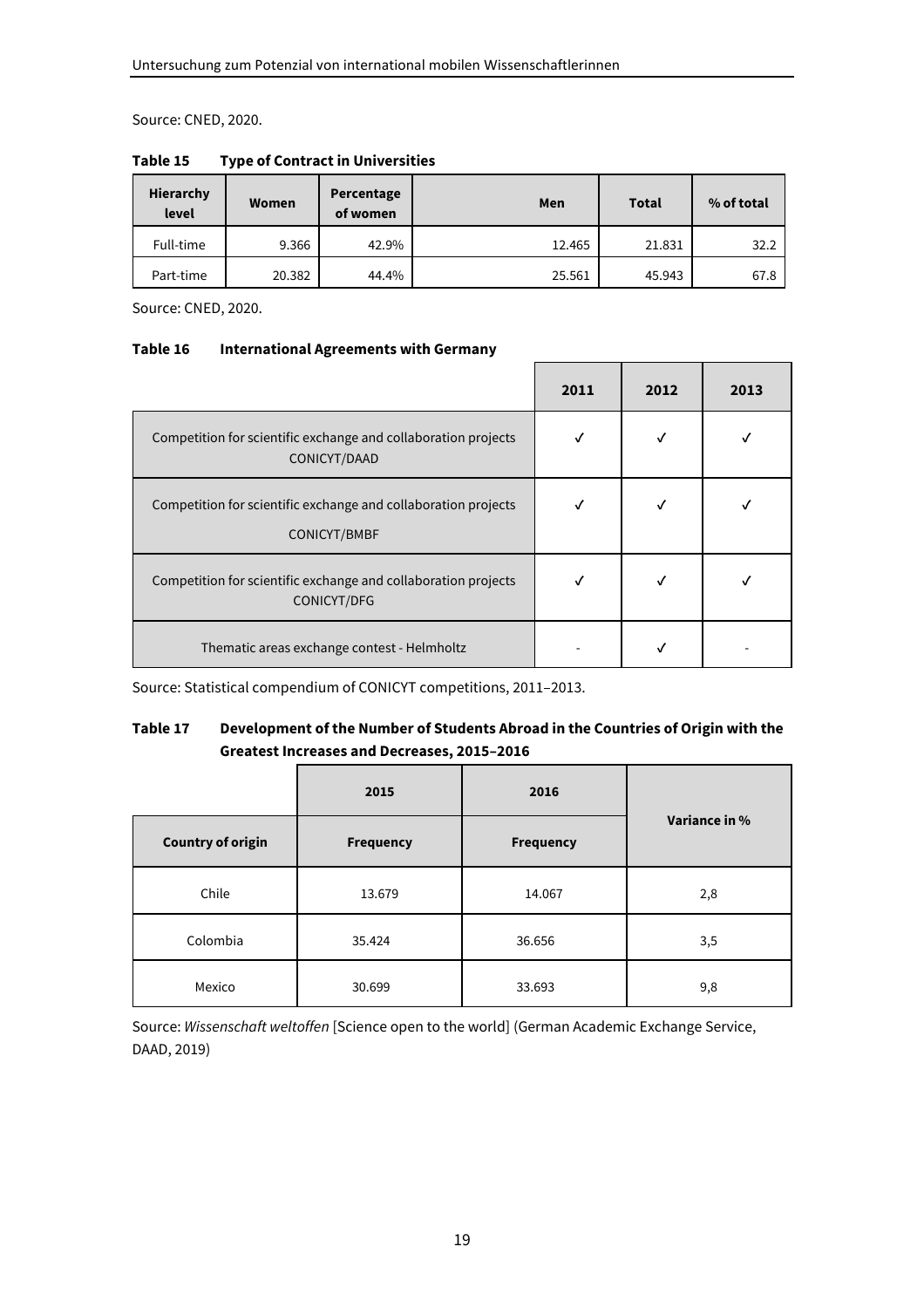Source: CNED, 2020.

**Table 15 Type of Contract in Universities**

| Hierarchy level | Women | Percentage of women | Men | Total | % of total |
|---|---|---|---|---|---|
| Full-time | 9.366 | 42.9% | 12.465 | 21.831 | 32.2 |
| Part-time | 20.382 | 44.4% | 25.561 | 45.943 | 67.8 |

Source: CNED, 2020.

**Table 16 International Agreements with Germany**

| | 2011 | 2012 | 2013 |
|---|---|---|---|
| Competition for scientific exchange and collaboration projects CONICYT/DAAD | ✓ | ✓ | ✓ |
| Competition for scientific exchange and collaboration projects CONICYT/BMBF | ✓ | ✓ | ✓ |
| Competition for scientific exchange and collaboration projects CONICYT/DFG | ✓ | ✓ | ✓ |
| Thematic areas exchange contest - Helmholtz | - | ✓ | - |

Source: Statistical compendium of CONICYT competitions, 2011–2013.

**Table 17 Development of the Number of Students Abroad in the Countries of Origin with the Greatest Increases and Decreases, 2015–2016**

| | 2015 | 2016 | Variance in % |
|---|---|---|---|
| Country of origin | Frequency | Frequency | |
| Chile | 13.679 | 14.067 | 2,8 |
| Colombia | 35.424 | 36.656 | 3,5 |
| Mexico | 30.699 | 33.693 | 9,8 |

Source: *Wissenschaft weltoffen* [Science open to the world] (German Academic Exchange Service, DAAD, 2019)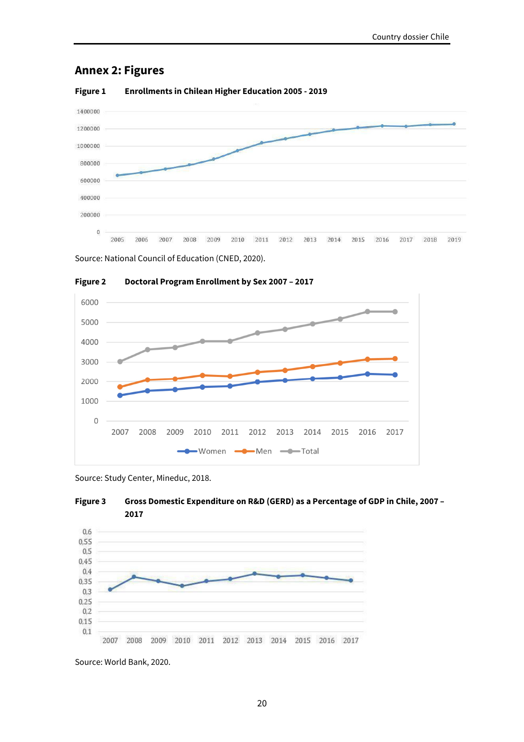## Annex 2: Figures

**Figure 1 Enrollments in Chilean Higher Education 2005 - 2019**

Source: National Council of Education (CNED, 2020).

**Figure 2 Doctoral Program Enrollment by Sex 2007 – 2017**

Source: Study Center, Mineduc, 2018.

**Figure 3 Gross Domestic Expenditure on R&D (GERD) as a Percentage of GDP in Chile, 2007 – 2017**

Source: World Bank, 2020.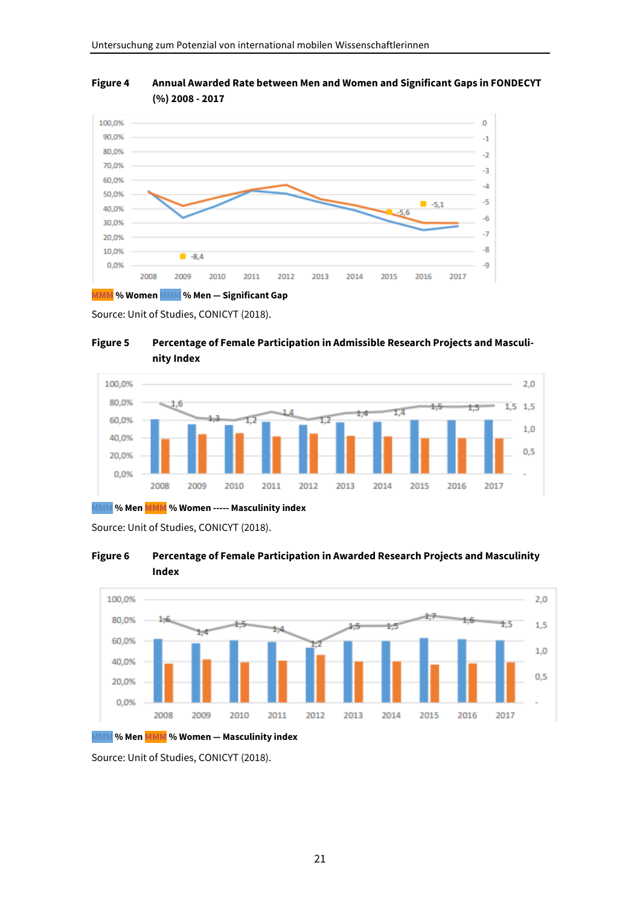**Figure 4 Annual Awarded Rate between Men and Women and Significant Gaps in FONDECYT (%) 2008 - 2017**

MMM % Women MMM % Men — Significant Gap

Source: Unit of Studies, CONICYT (2018).

**Figure 5 Percentage of Female Participation in Admissible Research Projects and Masculinity Index**

MMM % Men MMM % Women ----- Masculinity index

Source: Unit of Studies, CONICYT (2018).

**Figure 6 Percentage of Female Participation in Awarded Research Projects and Masculinity Index**

MMM % Men MMM % Women — Masculinity index

Source: Unit of Studies, CONICYT (2018).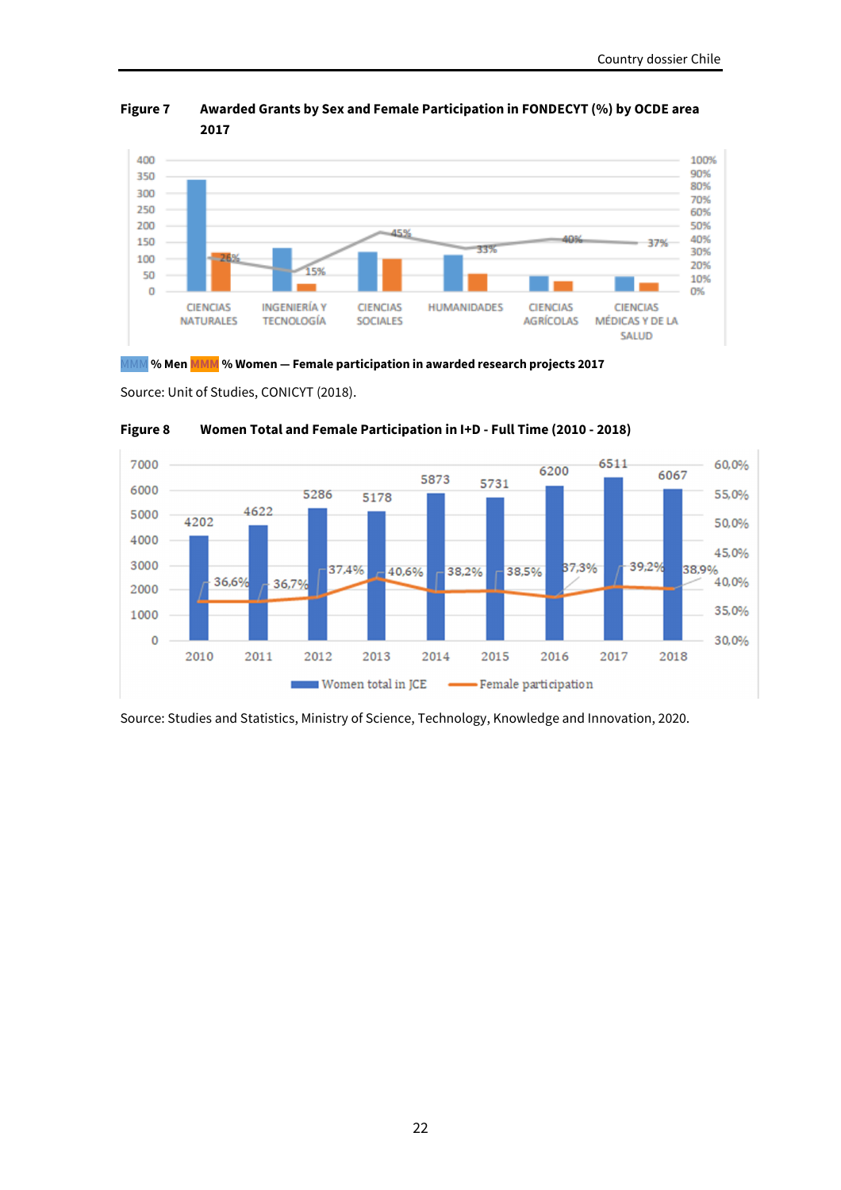**Figure 7 Awarded Grants by Sex and Female Participation in FONDECYT (%) by OCDE area 2017**

MMM % Men MMM % Women — Female participation in awarded research projects 2017

Source: Unit of Studies, CONICYT (2018).

**Figure 8 Women Total and Female Participation in I+D - Full Time (2010 - 2018)**

Source: Studies and Statistics, Ministry of Science, Technology, Knowledge and Innovation, 2020.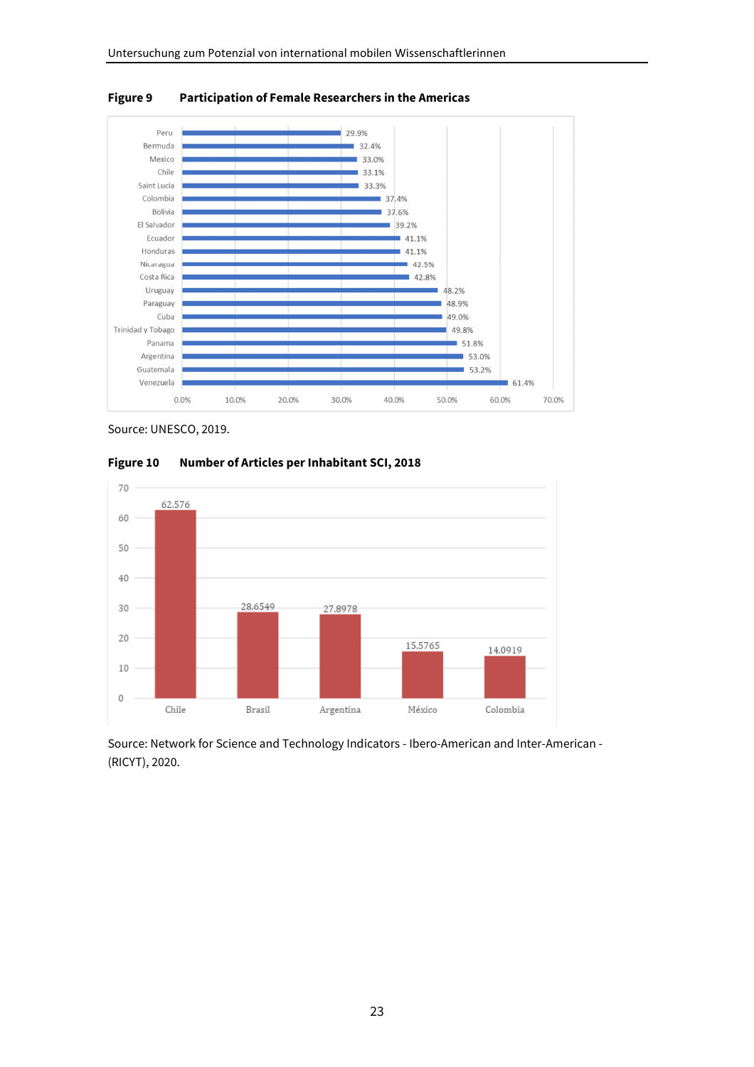**Figure 9 Participation of Female Researchers in the Americas**

| Country | Share |
|---|---|
| Peru | 29.9% |
| Bermuda | 32.4% |
| Mexico | 33.0% |
| Chile | 33.1% |
| Saint Lucia | 33.3% |
| Colombia | 37.4% |
| Bolivia | 37.6% |
| El Salvador | 39.2% |
| Ecuador | 41.1% |
| Honduras | 41.1% |
| Nicaragua | 42.5% |
| Costa Rica | 42.8% |
| Uruguay | 48.2% |
| Paraguay | 48.9% |
| Cuba | 49.0% |
| Trinidad y Tobago | 49.8% |
| Panama | 51.8% |
| Argentina | 53.0% |
| Guatemala | 53.2% |
| Venezuela | 61.4% |

Source: UNESCO, 2019.

**Figure 10 Number of Articles per Inhabitant SCI, 2018**

| Country | Articles per inhabitant |
|---|---|
| Chile | 62.576 |
| Brasil | 28.6549 |
| Argentina | 27.8978 |
| México | 15.5765 |
| Colombia | 14.0919 |

Source: Network for Science and Technology Indicators - Ibero-American and Inter-American - (RICYT), 2020.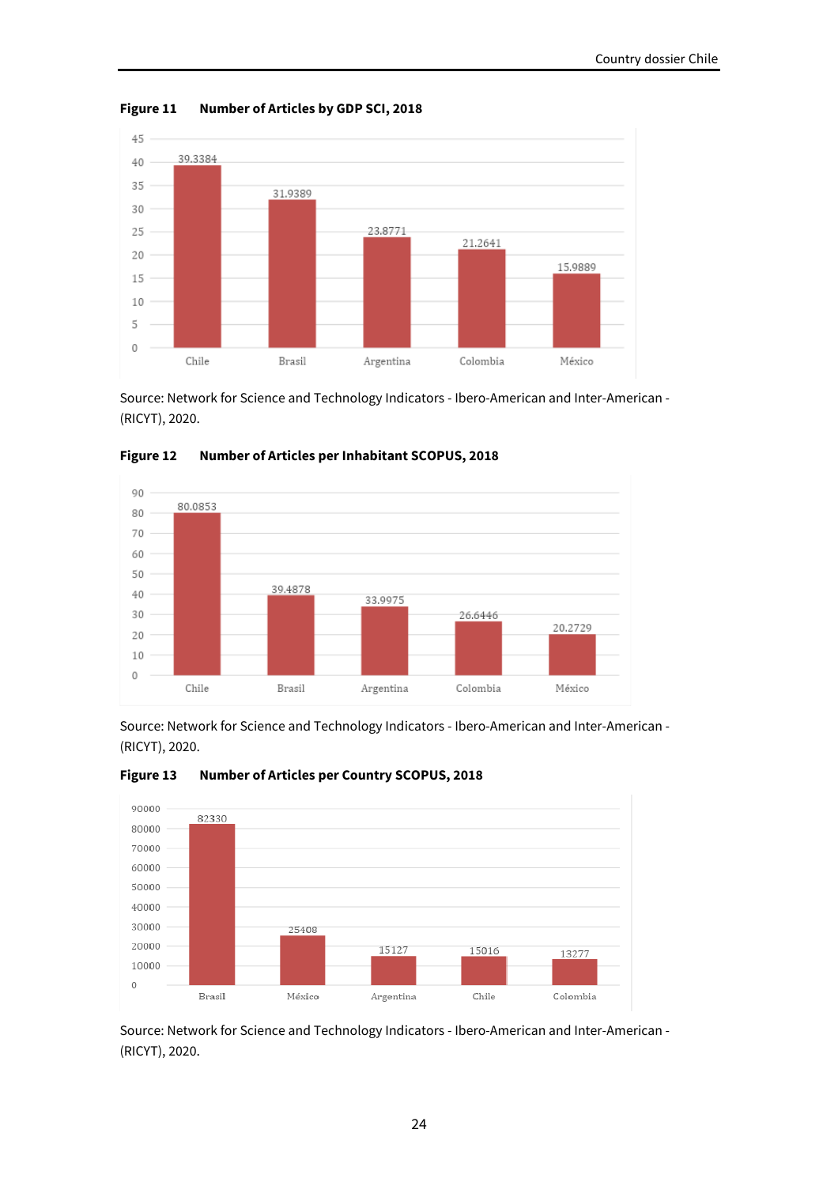**Figure 11 Number of Articles by GDP SCI, 2018**

| Country | Value |
|---|---|
| Chile | 39.3384 |
| Brasil | 31.9389 |
| Argentina | 23.8771 |
| Colombia | 21.2641 |
| México | 15.9889 |

Source: Network for Science and Technology Indicators - Ibero-American and Inter-American - (RICYT), 2020.

**Figure 12 Number of Articles per Inhabitant SCOPUS, 2018**

| Country | Value |
|---|---|
| Chile | 80.0853 |
| Brasil | 39.4878 |
| Argentina | 33.9975 |
| Colombia | 26.6446 |
| México | 20.2729 |

Source: Network for Science and Technology Indicators - Ibero-American and Inter-American - (RICYT), 2020.

**Figure 13 Number of Articles per Country SCOPUS, 2018**

| Country | Value |
|---|---|
| Brasil | 82330 |
| México | 25408 |
| Argentina | 15127 |
| Chile | 15016 |
| Colombia | 13277 |

Source: Network for Science and Technology Indicators - Ibero-American and Inter-American - (RICYT), 2020.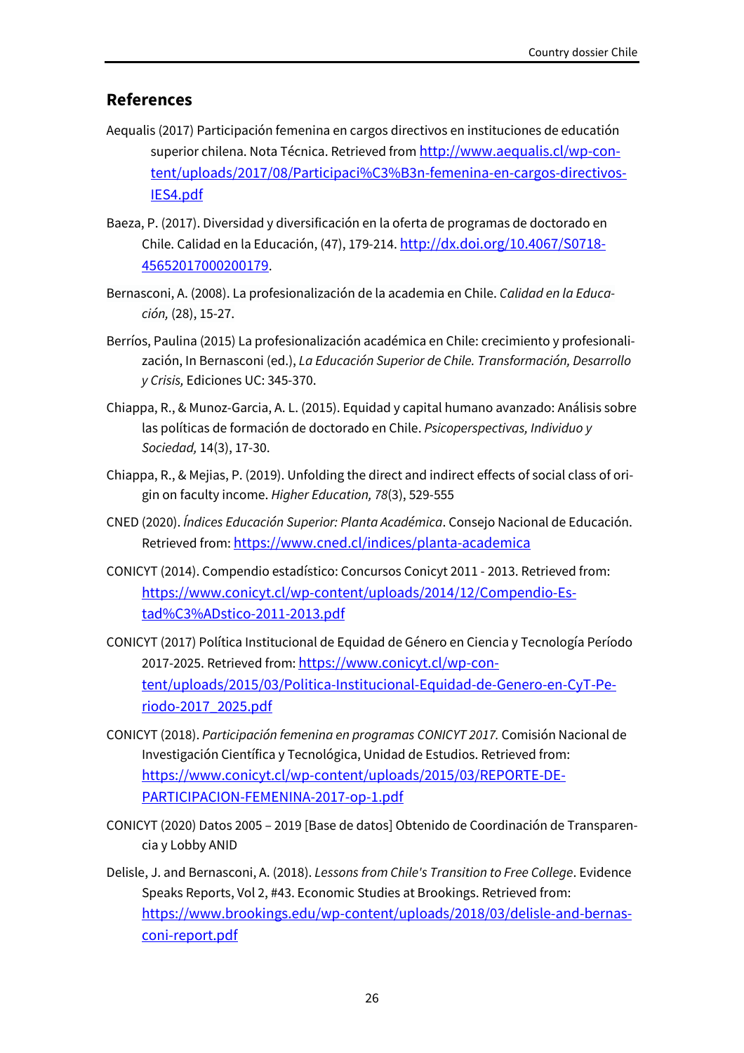## References

Aequalis (2017) Participación femenina en cargos directivos en instituciones de educatión superior chilena. Nota Técnica. Retrieved from http://www.aequalis.cl/wp-content/uploads/2017/08/Participaci%C3%B3n-femenina-en-cargos-directivos-IES4.pdf

Baeza, P. (2017). Diversidad y diversificación en la oferta de programas de doctorado en Chile. Calidad en la Educación, (47), 179-214. http://dx.doi.org/10.4067/S0718-45652017000200179.

Bernasconi, A. (2008). La profesionalización de la academia en Chile. *Calidad en la Educación,* (28), 15-27.

Berríos, Paulina (2015) La profesionalización académica en Chile: crecimiento y profesionalización, In Bernasconi (ed.), *La Educación Superior de Chile. Transformación, Desarrollo y Crisis,* Ediciones UC: 345-370.

Chiappa, R., & Munoz-Garcia, A. L. (2015). Equidad y capital humano avanzado: Análisis sobre las políticas de formación de doctorado en Chile. *Psicoperspectivas, Individuo y Sociedad,* 14(3), 17-30.

Chiappa, R., & Mejias, P. (2019). Unfolding the direct and indirect effects of social class of origin on faculty income. *Higher Education, 78*(3), 529-555

CNED (2020). *Índices Educación Superior: Planta Académica*. Consejo Nacional de Educación. Retrieved from: https://www.cned.cl/indices/planta-academica

CONICYT (2014). Compendio estadístico: Concursos Conicyt 2011 - 2013. Retrieved from: https://www.conicyt.cl/wp-content/uploads/2014/12/Compendio-Estad%C3%ADstico-2011-2013.pdf

CONICYT (2017) Política Institucional de Equidad de Género en Ciencia y Tecnología Período 2017-2025. Retrieved from: https://www.conicyt.cl/wp-content/uploads/2015/03/Politica-Institucional-Equidad-de-Genero-en-CyT-Periodo-2017_2025.pdf

CONICYT (2018). *Participación femenina en programas CONICYT 2017.* Comisión Nacional de Investigación Científica y Tecnológica, Unidad de Estudios. Retrieved from: https://www.conicyt.cl/wp-content/uploads/2015/03/REPORTE-DE-PARTICIPACION-FEMENINA-2017-op-1.pdf

CONICYT (2020) Datos 2005 – 2019 [Base de datos] Obtenido de Coordinación de Transparencia y Lobby ANID

Delisle, J. and Bernasconi, A. (2018). *Lessons from Chile's Transition to Free College*. Evidence Speaks Reports, Vol 2, #43. Economic Studies at Brookings. Retrieved from: https://www.brookings.edu/wp-content/uploads/2018/03/delisle-and-bernasconi-report.pdf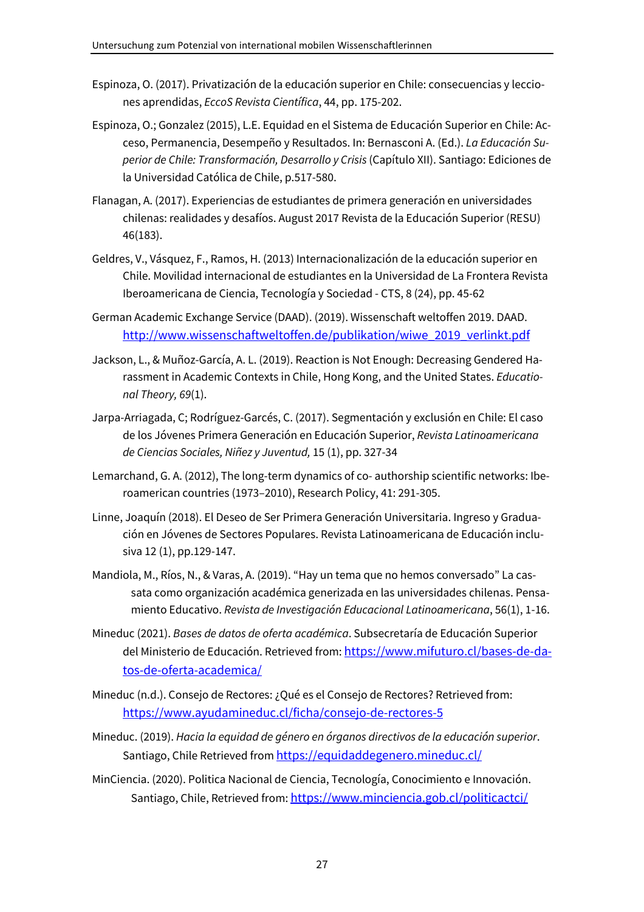Espinoza, O. (2017). Privatización de la educación superior en Chile: consecuencias y lecciones aprendidas, *EccoS Revista Científica*, 44, pp. 175-202.

Espinoza, O.; Gonzalez (2015), L.E. Equidad en el Sistema de Educación Superior en Chile: Acceso, Permanencia, Desempeño y Resultados. In: Bernasconi A. (Ed.). *La Educación Superior de Chile: Transformación, Desarrollo y Crisis* (Capítulo XII). Santiago: Ediciones de la Universidad Católica de Chile, p.517-580.

Flanagan, A. (2017). Experiencias de estudiantes de primera generación en universidades chilenas: realidades y desafíos. August 2017 Revista de la Educación Superior (RESU) 46(183).

Geldres, V., Vásquez, F., Ramos, H. (2013) Internacionalización de la educación superior en Chile. Movilidad internacional de estudiantes en la Universidad de La Frontera Revista Iberoamericana de Ciencia, Tecnología y Sociedad - CTS, 8 (24), pp. 45-62

German Academic Exchange Service (DAAD). (2019). Wissenschaft weltoffen 2019. DAAD. http://www.wissenschaftweltoffen.de/publikation/wiwe_2019_verlinkt.pdf

Jackson, L., & Muñoz-García, A. L. (2019). Reaction is Not Enough: Decreasing Gendered Harassment in Academic Contexts in Chile, Hong Kong, and the United States. *Educational Theory, 69*(1).

Jarpa-Arriagada, C; Rodríguez-Garcés, C. (2017). Segmentación y exclusión en Chile: El caso de los Jóvenes Primera Generación en Educación Superior, *Revista Latinoamericana de Ciencias Sociales, Niñez y Juventud,* 15 (1), pp. 327-34

Lemarchand, G. A. (2012), The long-term dynamics of co- authorship scientific networks: Iberoamerican countries (1973–2010), Research Policy, 41: 291-305.

Linne, Joaquín (2018). El Deseo de Ser Primera Generación Universitaria. Ingreso y Graduación en Jóvenes de Sectores Populares. Revista Latinoamericana de Educación inclusiva 12 (1), pp.129-147.

Mandiola, M., Ríos, N., & Varas, A. (2019). "Hay un tema que no hemos conversado" La cassata como organización académica generizada en las universidades chilenas. Pensamiento Educativo. *Revista de Investigación Educacional Latinoamericana*, 56(1), 1-16.

Mineduc (2021). *Bases de datos de oferta académica*. Subsecretaría de Educación Superior del Ministerio de Educación. Retrieved from: https://www.mifuturo.cl/bases-de-datos-de-oferta-academica/

Mineduc (n.d.). Consejo de Rectores: ¿Qué es el Consejo de Rectores? Retrieved from: https://www.ayudamineduc.cl/ficha/consejo-de-rectores-5

Mineduc. (2019). *Hacia la equidad de género en órganos directivos de la educación superior*. Santiago, Chile Retrieved from https://equidaddegenero.mineduc.cl/

MinCiencia. (2020). Politica Nacional de Ciencia, Tecnología, Conocimiento e Innovación. Santiago, Chile, Retrieved from: https://www.minciencia.gob.cl/politicactci/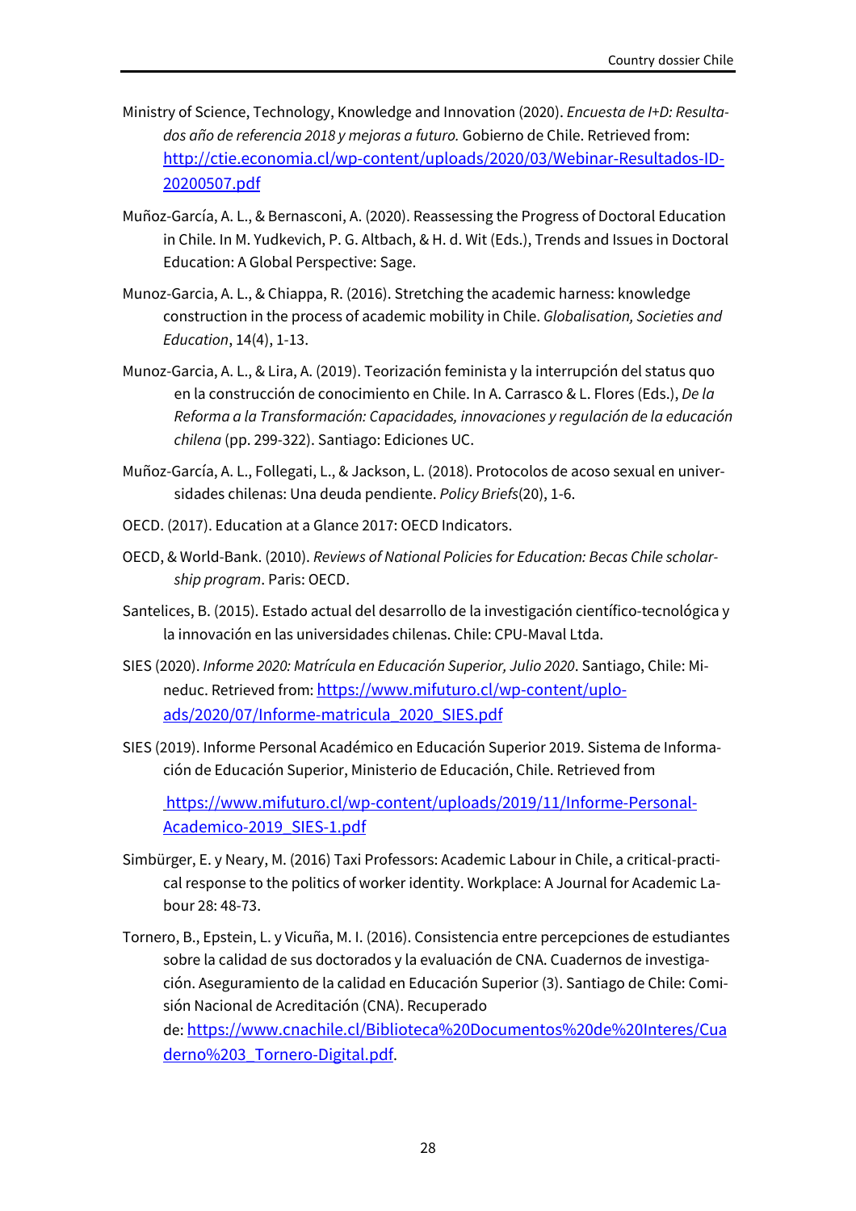Ministry of Science, Technology, Knowledge and Innovation (2020). *Encuesta de I+D: Resultados año de referencia 2018 y mejoras a futuro.* Gobierno de Chile. Retrieved from: http://ctie.economia.cl/wp-content/uploads/2020/03/Webinar-Resultados-ID-20200507.pdf

Muñoz-García, A. L., & Bernasconi, A. (2020). Reassessing the Progress of Doctoral Education in Chile. In M. Yudkevich, P. G. Altbach, & H. d. Wit (Eds.), Trends and Issues in Doctoral Education: A Global Perspective: Sage.

Munoz-Garcia, A. L., & Chiappa, R. (2016). Stretching the academic harness: knowledge construction in the process of academic mobility in Chile. *Globalisation, Societies and Education*, 14(4), 1-13.

Munoz-Garcia, A. L., & Lira, A. (2019). Teorización feminista y la interrupción del status quo en la construcción de conocimiento en Chile. In A. Carrasco & L. Flores (Eds.), *De la Reforma a la Transformación: Capacidades, innovaciones y regulación de la educación chilena* (pp. 299-322). Santiago: Ediciones UC.

Muñoz-García, A. L., Follegati, L., & Jackson, L. (2018). Protocolos de acoso sexual en universidades chilenas: Una deuda pendiente. *Policy Briefs*(20), 1-6.

OECD. (2017). Education at a Glance 2017: OECD Indicators.

OECD, & World-Bank. (2010). *Reviews of National Policies for Education: Becas Chile scholarship program*. Paris: OECD.

Santelices, B. (2015). Estado actual del desarrollo de la investigación científico-tecnológica y la innovación en las universidades chilenas. Chile: CPU-Maval Ltda.

SIES (2020). *Informe 2020: Matrícula en Educación Superior, Julio 2020*. Santiago, Chile: Mineduc. Retrieved from: https://www.mifuturo.cl/wp-content/uploads/2020/07/Informe-matricula_2020_SIES.pdf

SIES (2019). Informe Personal Académico en Educación Superior 2019. Sistema de Información de Educación Superior, Ministerio de Educación, Chile. Retrieved from

https://www.mifuturo.cl/wp-content/uploads/2019/11/Informe-Personal-Academico-2019_SIES-1.pdf

Simbürger, E. y Neary, M. (2016) Taxi Professors: Academic Labour in Chile, a critical-practical response to the politics of worker identity. Workplace: A Journal for Academic Labour 28: 48-73.

Tornero, B., Epstein, L. y Vicuña, M. I. (2016). Consistencia entre percepciones de estudiantes sobre la calidad de sus doctorados y la evaluación de CNA. Cuadernos de investigación. Aseguramiento de la calidad en Educación Superior (3). Santiago de Chile: Comisión Nacional de Acreditación (CNA). Recuperado de: https://www.cnachile.cl/Biblioteca%20Documentos%20de%20Interes/Cuaderno%203_Tornero-Digital.pdf.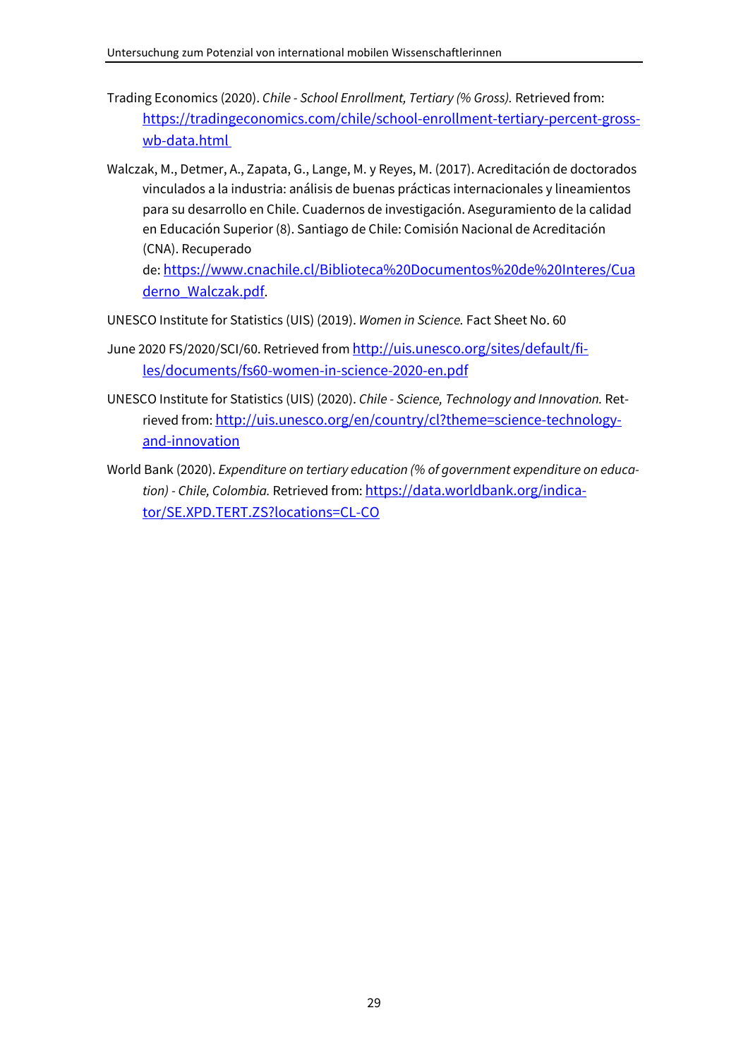Trading Economics (2020). *Chile - School Enrollment, Tertiary (% Gross).* Retrieved from: https://tradingeconomics.com/chile/school-enrollment-tertiary-percent-gross-wb-data.html

Walczak, M., Detmer, A., Zapata, G., Lange, M. y Reyes, M. (2017). Acreditación de doctorados vinculados a la industria: análisis de buenas prácticas internacionales y lineamientos para su desarrollo en Chile. Cuadernos de investigación. Aseguramiento de la calidad en Educación Superior (8). Santiago de Chile: Comisión Nacional de Acreditación (CNA). Recuperado de: https://www.cnachile.cl/Biblioteca%20Documentos%20de%20Interes/Cuaderno_Walczak.pdf.

UNESCO Institute for Statistics (UIS) (2019). *Women in Science.* Fact Sheet No. 60

June 2020 FS/2020/SCI/60. Retrieved from http://uis.unesco.org/sites/default/files/documents/fs60-women-in-science-2020-en.pdf

UNESCO Institute for Statistics (UIS) (2020). *Chile - Science, Technology and Innovation.* Retrieved from: http://uis.unesco.org/en/country/cl?theme=science-technology-and-innovation

World Bank (2020). *Expenditure on tertiary education (% of government expenditure on education) - Chile, Colombia.* Retrieved from: https://data.worldbank.org/indicator/SE.XPD.TERT.ZS?locations=CL-CO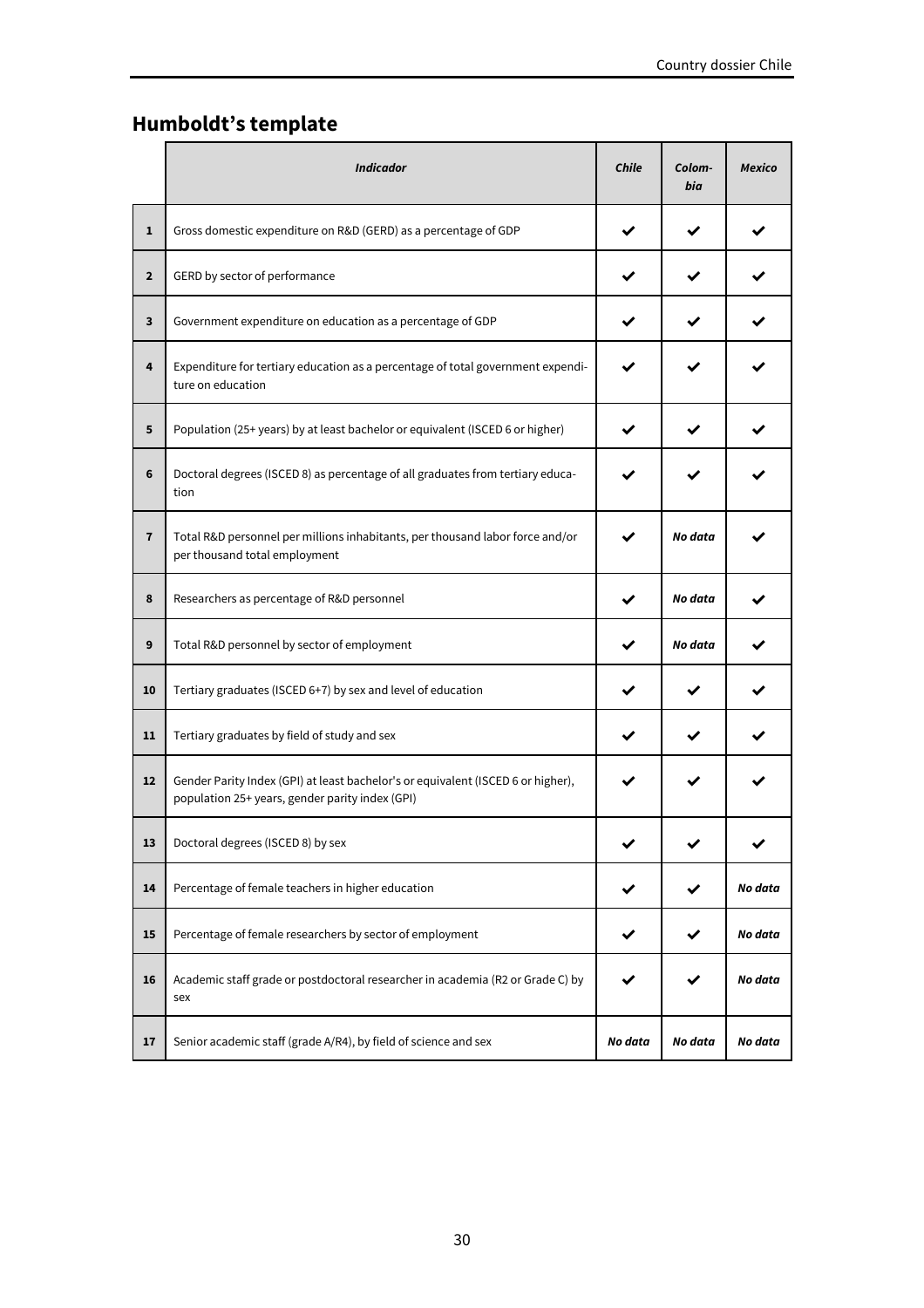## Humboldt's template

| | *Indicador* | *Chile* | *Colombia* | *Mexico* |
|---|---|---|---|---|
| 1 | Gross domestic expenditure on R&D (GERD) as a percentage of GDP | ✔ | ✔ | ✔ |
| 2 | GERD by sector of performance | ✔ | ✔ | ✔ |
| 3 | Government expenditure on education as a percentage of GDP | ✔ | ✔ | ✔ |
| 4 | Expenditure for tertiary education as a percentage of total government expenditure on education | ✔ | ✔ | ✔ |
| 5 | Population (25+ years) by at least bachelor or equivalent (ISCED 6 or higher) | ✔ | ✔ | ✔ |
| 6 | Doctoral degrees (ISCED 8) as percentage of all graduates from tertiary education | ✔ | ✔ | ✔ |
| 7 | Total R&D personnel per millions inhabitants, per thousand labor force and/or per thousand total employment | ✔ | *No data* | ✔ |
| 8 | Researchers as percentage of R&D personnel | ✔ | *No data* | ✔ |
| 9 | Total R&D personnel by sector of employment | ✔ | *No data* | ✔ |
| 10 | Tertiary graduates (ISCED 6+7) by sex and level of education | ✔ | ✔ | ✔ |
| 11 | Tertiary graduates by field of study and sex | ✔ | ✔ | ✔ |
| 12 | Gender Parity Index (GPI) at least bachelor's or equivalent (ISCED 6 or higher), population 25+ years, gender parity index (GPI) | ✔ | ✔ | ✔ |
| 13 | Doctoral degrees (ISCED 8) by sex | ✔ | ✔ | ✔ |
| 14 | Percentage of female teachers in higher education | ✔ | ✔ | *No data* |
| 15 | Percentage of female researchers by sector of employment | ✔ | ✔ | *No data* |
| 16 | Academic staff grade or postdoctoral researcher in academia (R2 or Grade C) by sex | ✔ | ✔ | *No data* |
| 17 | Senior academic staff (grade A/R4), by field of science and sex | *No data* | *No data* | *No data* |